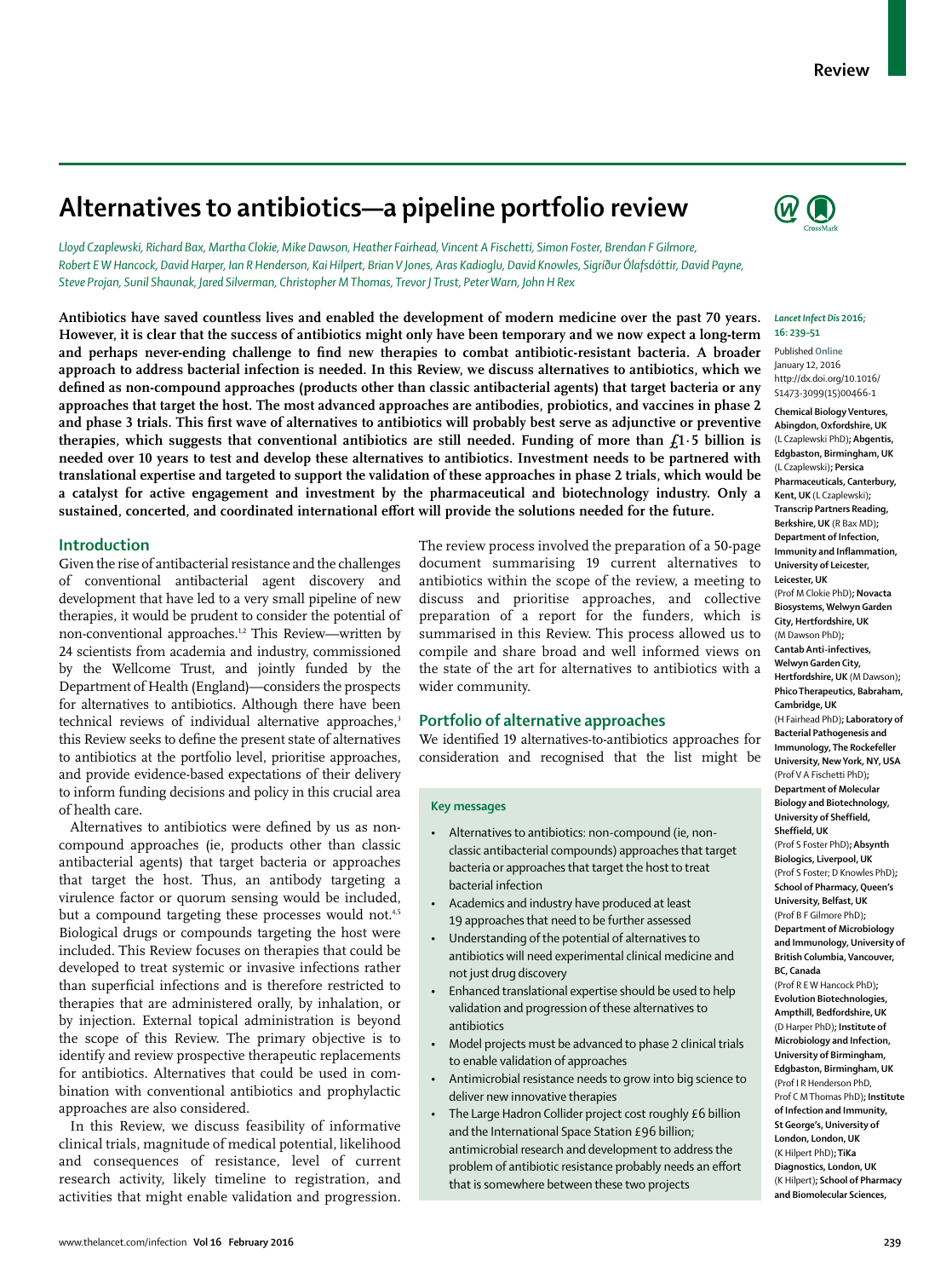Review

# Alternatives to antibiotics—a pipeline portfolio review

*Lloyd Czaplewski, Richard Bax, Martha Clokie, Mike Dawson, Heather Fairhead, Vincent A Fischetti, Simon Foster, Brendan F Gilmore, Robert E W Hancock, David Harper, Ian R Henderson, Kai Hilpert, Brian V Jones, Aras Kadioglu, David Knowles, Sigríður Ólafsdóttir, David Payne, Steve Projan, Sunil Shaunak, Jared Silverman, Christopher M Thomas, Trevor J Trust, Peter Warn, John H Rex*

**Antibiotics have saved countless lives and enabled the development of modern medicine over the past 70 years. However, it is clear that the success of antibiotics might only have been temporary and we now expect a long-term and perhaps never-ending challenge to find new therapies to combat antibiotic-resistant bacteria. A broader approach to address bacterial infection is needed. In this Review, we discuss alternatives to antibiotics, which we defined as non-compound approaches (products other than classic antibacterial agents) that target bacteria or any approaches that target the host. The most advanced approaches are antibodies, probiotics, and vaccines in phase 2 and phase 3 trials. This first wave of alternatives to antibiotics will probably best serve as adjunctive or preventive therapies, which suggests that conventional antibiotics are still needed. Funding of more than £1·5 billion is needed over 10 years to test and develop these alternatives to antibiotics. Investment needs to be partnered with translational expertise and targeted to support the validation of these approaches in phase 2 trials, which would be a catalyst for active engagement and investment by the pharmaceutical and biotechnology industry. Only a sustained, concerted, and coordinated international effort will provide the solutions needed for the future.**

*Lancet Infect Dis* 2016; 16: 239–51

Published Online January 12, 2016 http://dx.doi.org/10.1016/S1473-3099(15)00466-1

**Chemical Biology Ventures, Abingdon, Oxfordshire, UK** (L Czaplewski PhD)**; Abgentis, Edgbaston, Birmingham, UK** (L Czaplewski)**; Persica Pharmaceuticals, Canterbury, Kent, UK** (L Czaplewski)**; Transcrip Partners Reading, Berkshire, UK** (R Bax MD)**; Department of Infection, Immunity and Inflammation, University of Leicester, Leicester, UK** (Prof M Clokie PhD)**; Novacta Biosystems, Welwyn Garden City, Hertfordshire, UK** (M Dawson PhD)**; Cantab Anti-infectives, Welwyn Garden City, Hertfordshire, UK** (M Dawson)**; Phico Therapeutics, Babraham, Cambridge, UK** (H Fairhead PhD)**; Laboratory of Bacterial Pathogenesis and Immunology, The Rockefeller University, New York, NY, USA** (Prof V A Fischetti PhD)**; Department of Molecular Biology and Biotechnology, University of Sheffield, Sheffield, UK** (Prof S Foster PhD)**; Absynth Biologics, Liverpool, UK** (Prof S Foster; D Knowles PhD)**; School of Pharmacy, Queen's University, Belfast, UK** (Prof B F Gilmore PhD)**; Department of Microbiology and Immunology, University of British Columbia, Vancouver, BC, Canada** (Prof R E W Hancock PhD)**; Evolution Biotechnologies, Ampthill, Bedfordshire, UK** (D Harper PhD)**; Institute of Microbiology and Infection, University of Birmingham, Edgbaston, Birmingham, UK** (Prof I R Henderson PhD, Prof C M Thomas PhD)**; Institute of Infection and Immunity, St George's, University of London, London, UK** (K Hilpert PhD)**; TiKa Diagnostics, London, UK** (K Hilpert)**; School of Pharmacy and Biomolecular Sciences,**

## Introduction

Given the rise of antibacterial resistance and the challenges of conventional antibacterial agent discovery and development that have led to a very small pipeline of new therapies, it would be prudent to consider the potential of non-conventional approaches.[1,2] This Review—written by 24 scientists from academia and industry, commissioned by the Wellcome Trust, and jointly funded by the Department of Health (England)—considers the prospects for alternatives to antibiotics. Although there have been technical reviews of individual alternative approaches,[3] this Review seeks to define the present state of alternatives to antibiotics at the portfolio level, prioritise approaches, and provide evidence-based expectations of their delivery to inform funding decisions and policy in this crucial area of health care.

Alternatives to antibiotics were defined by us as non-compound approaches (ie, products other than classic antibacterial agents) that target bacteria or approaches that target the host. Thus, an antibody targeting a virulence factor or quorum sensing would be included, but a compound targeting these processes would not.[4,5] Biological drugs or compounds targeting the host were included. This Review focuses on therapies that could be developed to treat systemic or invasive infections rather than superficial infections and is therefore restricted to therapies that are administered orally, by inhalation, or by injection. External topical administration is beyond the scope of this Review. The primary objective is to identify and review prospective therapeutic replacements for antibiotics. Alternatives that could be used in combination with conventional antibiotics and prophylactic approaches are also considered.

In this Review, we discuss feasibility of informative clinical trials, magnitude of medical potential, likelihood and consequences of resistance, level of current research activity, likely timeline to registration, and activities that might enable validation and progression. The review process involved the preparation of a 50-page document summarising 19 current alternatives to antibiotics within the scope of the review, a meeting to discuss and prioritise approaches, and collective preparation of a report for the funders, which is summarised in this Review. This process allowed us to compile and share broad and well informed views on the state of the art for alternatives to antibiotics with a wider community.

## Portfolio of alternative approaches

We identified 19 alternatives-to-antibiotics approaches for consideration and recognised that the list might be

### Key messages

- Alternatives to antibiotics: non-compound (ie, non-classic antibacterial compounds) approaches that target bacteria or approaches that target the host to treat bacterial infection
- Academics and industry have produced at least 19 approaches that need to be further assessed
- Understanding of the potential of alternatives to antibiotics will need experimental clinical medicine and not just drug discovery
- Enhanced translational expertise should be used to help validation and progression of these alternatives to antibiotics
- Model projects must be advanced to phase 2 clinical trials to enable validation of approaches
- Antimicrobial resistance needs to grow into big science to deliver new innovative therapies
- The Large Hadron Collider project cost roughly £6 billion and the International Space Station £96 billion; antimicrobial research and development to address the problem of antibiotic resistance probably needs an effort that is somewhere between these two projects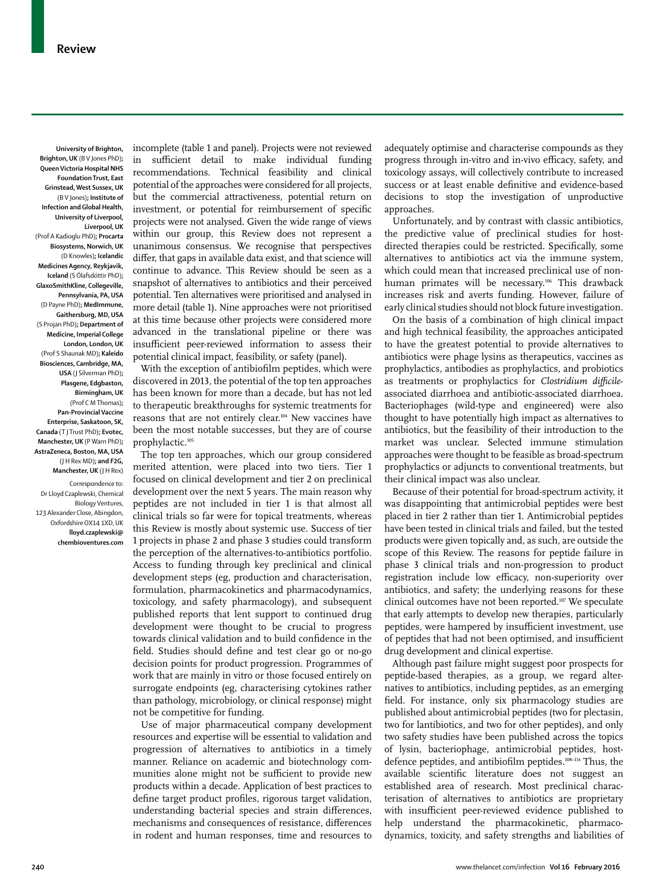University of Brighton, Brighton, UK (B V Jones PhD); Queen Victoria Hospital NHS Foundation Trust, East Grinstead, West Sussex, UK (B V Jones); Institute of Infection and Global Health, University of Liverpool, Liverpool, UK (Prof A Kadioglu PhD); Procarta Biosystems, Norwich, UK (D Knowles); Icelandic Medicines Agency, Reykjavik, Iceland (S Ólafsdóttir PhD); GlaxoSmithKline, Collegeville, Pennsylvania, PA, USA (D Payne PhD); MedImmune, Gaithersburg, MD, USA (S Projan PhD); Department of Medicine, Imperial College London, London, UK (Prof S Shaunak MD); Kaleido Biosciences, Cambridge, MA, USA (J Silverman PhD); Plasgene, Edgbaston, Birmingham, UK (Prof C M Thomas); Pan-Provincial Vaccine Enterprise, Saskatoon, SK, Canada (T J Trust PhD); Evotec, Manchester, UK (P Warn PhD); AstraZeneca, Boston, MA, USA (J H Rex MD); and F2G, Manchester, UK (J H Rex)

Correspondence to: Dr Lloyd Czaplewski, Chemical Biology Ventures, 123 Alexander Close, Abingdon, Oxfordshire OX14 1XD, UK lloyd.czaplewski@chembioventures.com

incomplete (table 1 and panel). Projects were not reviewed in sufficient detail to make individual funding recommendations. Technical feasibility and clinical potential of the approaches were considered for all projects, but the commercial attractiveness, potential return on investment, or potential for reimbursement of specific projects were not analysed. Given the wide range of views within our group, this Review does not represent a unanimous consensus. We recognise that perspectives differ, that gaps in available data exist, and that science will continue to advance. This Review should be seen as a snapshot of alternatives to antibiotics and their perceived potential. Ten alternatives were prioritised and analysed in more detail (table 1). Nine approaches were not prioritised at this time because other projects were considered more advanced in the translational pipeline or there was insufficient peer-reviewed information to assess their potential clinical impact, feasibility, or safety (panel).

With the exception of antibiofilm peptides, which were discovered in 2013, the potential of the top ten approaches has been known for more than a decade, but has not led to therapeutic breakthroughs for systemic treatments for reasons that are not entirely clear.[104] New vaccines have been the most notable successes, but they are of course prophylactic.[105]

The top ten approaches, which our group considered merited attention, were placed into two tiers. Tier 1 focused on clinical development and tier 2 on preclinical development over the next 5 years. The main reason why peptides are not included in tier 1 is that almost all clinical trials so far were for topical treatments, whereas this Review is mostly about systemic use. Success of tier 1 projects in phase 2 and phase 3 studies could transform the perception of the alternatives-to-antibiotics portfolio. Access to funding through key preclinical and clinical development steps (eg, production and characterisation, formulation, pharmacokinetics and pharmacodynamics, toxicology, and safety pharmacology), and subsequent published reports that lent support to continued drug development were thought to be crucial to progress towards clinical validation and to build confidence in the field. Studies should define and test clear go or no-go decision points for product progression. Programmes of work that are mainly in vitro or those focused entirely on surrogate endpoints (eg, characterising cytokines rather than pathology, microbiology, or clinical response) might not be competitive for funding.

Use of major pharmaceutical company development resources and expertise will be essential to validation and progression of alternatives to antibiotics in a timely manner. Reliance on academic and biotechnology communities alone might not be sufficient to provide new products within a decade. Application of best practices to define target product profiles, rigorous target validation, understanding bacterial species and strain differences, mechanisms and consequences of resistance, differences in rodent and human responses, time and resources to adequately optimise and characterise compounds as they progress through in-vitro and in-vivo efficacy, safety, and toxicology assays, will collectively contribute to increased success or at least enable definitive and evidence-based decisions to stop the investigation of unproductive approaches.

Unfortunately, and by contrast with classic antibiotics, the predictive value of preclinical studies for host-directed therapies could be restricted. Specifically, some alternatives to antibiotics act via the immune system, which could mean that increased preclinical use of non-human primates will be necessary.[106] This drawback increases risk and averts funding. However, failure of early clinical studies should not block future investigation.

On the basis of a combination of high clinical impact and high technical feasibility, the approaches anticipated to have the greatest potential to provide alternatives to antibiotics were phage lysins as therapeutics, vaccines as prophylactics, antibodies as prophylactics, and probiotics as treatments or prophylactics for *Clostridium difficile*-associated diarrhoea and antibiotic-associated diarrhoea. Bacteriophages (wild-type and engineered) were also thought to have potentially high impact as alternatives to antibiotics, but the feasibility of their introduction to the market was unclear. Selected immune stimulation approaches were thought to be feasible as broad-spectrum prophylactics or adjuncts to conventional treatments, but their clinical impact was also unclear.

Because of their potential for broad-spectrum activity, it was disappointing that antimicrobial peptides were best placed in tier 2 rather than tier 1. Antimicrobial peptides have been tested in clinical trials and failed, but the tested products were given topically and, as such, are outside the scope of this Review. The reasons for peptide failure in phase 3 clinical trials and non-progression to product registration include low efficacy, non-superiority over antibiotics, and safety; the underlying reasons for these clinical outcomes have not been reported.[107] We speculate that early attempts to develop new therapies, particularly peptides, were hampered by insufficient investment, use of peptides that had not been optimised, and insufficient drug development and clinical expertise.

Although past failure might suggest poor prospects for peptide-based therapies, as a group, we regard alternatives to antibiotics, including peptides, as an emerging field. For instance, only six pharmacology studies are published about antimicrobial peptides (two for plectasin, two for lantibiotics, and two for other peptides), and only two safety studies have been published across the topics of lysin, bacteriophage, antimicrobial peptides, host-defence peptides, and antibiofilm peptides.[108–114] Thus, the available scientific literature does not suggest an established area of research. Most preclinical characterisation of alternatives to antibiotics are proprietary with insufficient peer-reviewed evidence published to help understand the pharmacokinetic, pharmacodynamics, toxicity, and safety strengths and liabilities of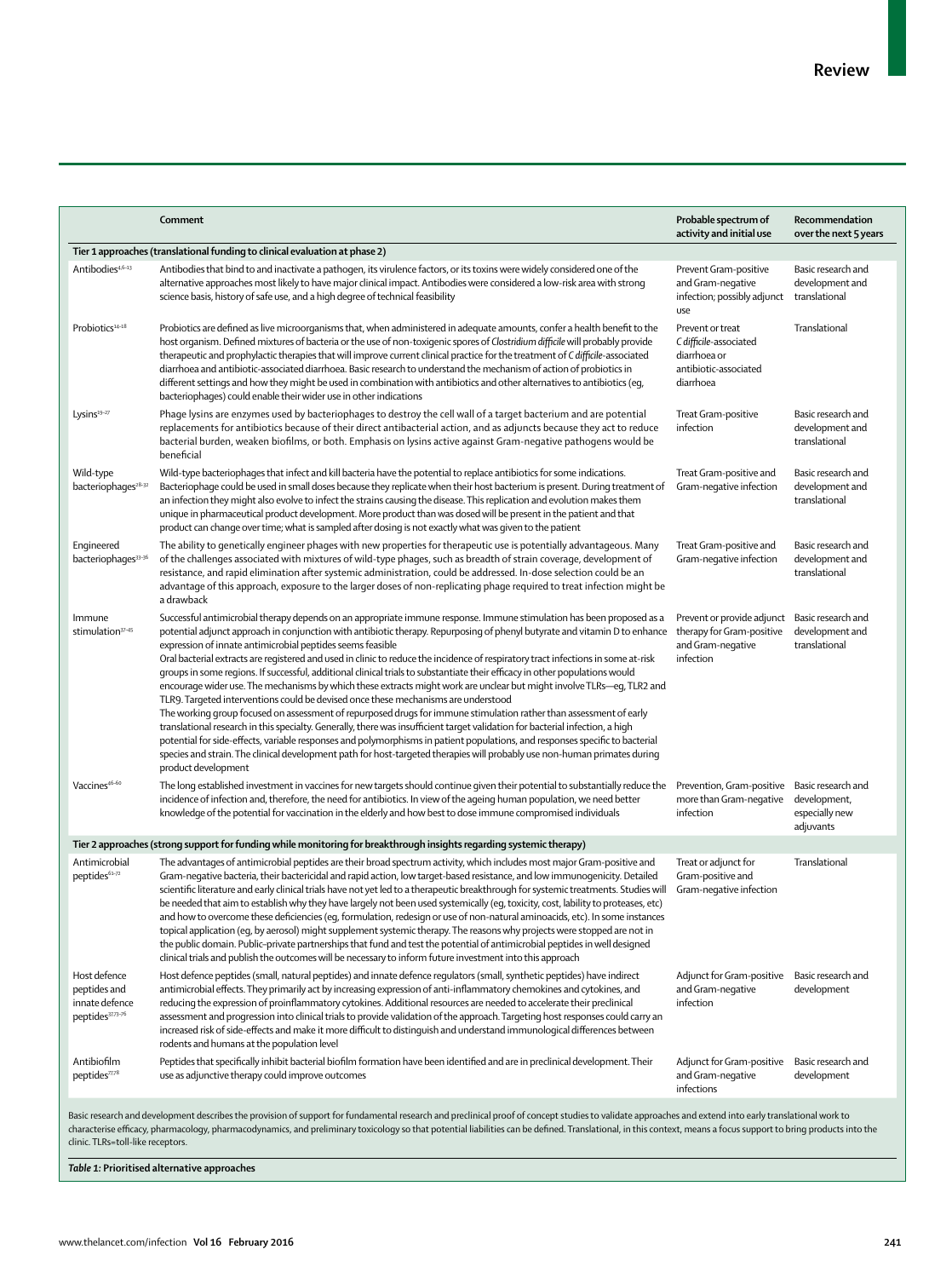| | Comment | Probable spectrum of activity and initial use | Recommendation over the next 5 years |
|---|---|---|---|
| **Tier 1 approaches (translational funding to clinical evaluation at phase 2)** | | | |
| Antibodies[4,6–13] | Antibodies that bind to and inactivate a pathogen, its virulence factors, or its toxins were widely considered one of the alternative approaches most likely to have major clinical impact. Antibodies were considered a low-risk area with strong science basis, history of safe use, and a high degree of technical feasibility | Prevent Gram-positive and Gram-negative infection; possibly adjunct use | Basic research and development and translational |
| Probiotics[14–18] | Probiotics are defined as live microorganisms that, when administered in adequate amounts, confer a health benefit to the host organism. Defined mixtures of bacteria or the use of non-toxigenic spores of *Clostridium difficile* will probably provide therapeutic and prophylactic therapies that will improve current clinical practice for the treatment of *C difficile*-associated diarrhoea and antibiotic-associated diarrhoea. Basic research to understand the mechanism of action of probiotics in different settings and how they might be used in combination with antibiotics and other alternatives to antibiotics (eg, bacteriophages) could enable their wider use in other indications | Prevent or treat *C difficile*-associated diarrhoea or antibiotic-associated diarrhoea | Translational |
| Lysins[19–27] | Phage lysins are enzymes used by bacteriophages to destroy the cell wall of a target bacterium and are potential replacements for antibiotics because of their direct antibacterial action, and as adjuncts because they act to reduce bacterial burden, weaken biofilms, or both. Emphasis on lysins active against Gram-negative pathogens would be beneficial | Treat Gram-positive infection | Basic research and development and translational |
| Wild-type bacteriophages[28–32] | Wild-type bacteriophages that infect and kill bacteria have the potential to replace antibiotics for some indications. Bacteriophage could be used in small doses because they replicate when their host bacterium is present. During treatment of an infection they might also evolve to infect the strains causing the disease. This replication and evolution makes them unique in pharmaceutical product development. More product than was dosed will be present in the patient and that product can change over time; what is sampled after dosing is not exactly what was given to the patient | Treat Gram-positive and Gram-negative infection | Basic research and development and translational |
| Engineered bacteriophages[33–36] | The ability to genetically engineer phages with new properties for therapeutic use is potentially advantageous. Many of the challenges associated with mixtures of wild-type phages, such as breadth of strain coverage, development of resistance, and rapid elimination after systemic administration, could be addressed. In-dose selection could be an advantage of this approach, exposure to the larger doses of non-replicating phage required to treat infection might be a drawback | Treat Gram-positive and Gram-negative infection | Basic research and development and translational |
| Immune stimulation[37–45] | Successful antimicrobial therapy depends on an appropriate immune response. Immune stimulation has been proposed as a potential adjunct approach in conjunction with antibiotic therapy. Repurposing of phenyl butyrate and vitamin D to enhance expression of innate antimicrobial peptides seems feasible<br>Oral bacterial extracts are registered and used in clinic to reduce the incidence of respiratory tract infections in some at-risk groups in some regions. If successful, additional clinical trials to substantiate their efficacy in other populations would encourage wider use. The mechanisms by which these extracts might work are unclear but might involve TLRs—eg, TLR2 and TLR9. Targeted interventions could be devised once these mechanisms are understood<br>The working group focused on assessment of repurposed drugs for immune stimulation rather than assessment of early translational research in this specialty. Generally, there was insufficient target validation for bacterial infection, a high potential for side-effects, variable responses and polymorphisms in patient populations, and responses specific to bacterial species and strain. The clinical development path for host-targeted therapies will probably use non-human primates during product development | Prevent or provide adjunct therapy for Gram-positive and Gram-negative infection | Basic research and development and translational |
| Vaccines[46–60] | The long established investment in vaccines for new targets should continue given their potential to substantially reduce the incidence of infection and, therefore, the need for antibiotics. In view of the ageing human population, we need better knowledge of the potential for vaccination in the elderly and how best to dose immune compromised individuals | Prevention, Gram-positive more than Gram-negative infection | Basic research and development, especially new adjuvants |
| **Tier 2 approaches (strong support for funding while monitoring for breakthrough insights regarding systemic therapy)** | | | |
| Antimicrobial peptides[61–72] | The advantages of antimicrobial peptides are their broad spectrum activity, which includes most major Gram-positive and Gram-negative bacteria, their bactericidal and rapid action, low target-based resistance, and low immunogenicity. Detailed scientific literature and early clinical trials have not yet led to a therapeutic breakthrough for systemic treatments. Studies will be needed that aim to establish why they have largely not been used systemically (eg, toxicity, cost, lability to proteases, etc) and how to overcome these deficiencies (eg, formulation, redesign or use of non-natural aminoacids, etc). In some instances topical application (eg, by aerosol) might supplement systemic therapy. The reasons why projects were stopped are not in the public domain. Public-private partnerships that fund and test the potential of antimicrobial peptides in well designed clinical trials and publish the outcomes will be necessary to inform future investment into this approach | Treat or adjunct for Gram-positive and Gram-negative infection | Translational |
| Host defence peptides and innate defence peptides[37,73–76] | Host defence peptides (small, natural peptides) and innate defence regulators (small, synthetic peptides) have indirect antimicrobial effects. They primarily act by increasing expression of anti-inflammatory chemokines and cytokines, and reducing the expression of proinflammatory cytokines. Additional resources are needed to accelerate their preclinical assessment and progression into clinical trials to provide validation of the approach. Targeting host responses could carry an increased risk of side-effects and make it more difficult to distinguish and understand immunological differences between rodents and humans at the population level | Adjunct for Gram-positive and Gram-negative infection | Basic research and development |
| Antibiofilm peptides[77,78] | Peptides that specifically inhibit bacterial biofilm formation have been identified and are in preclinical development. Their use as adjunctive therapy could improve outcomes | Adjunct for Gram-positive and Gram-negative infections | Basic research and development |

Basic research and development describes the provision of support for fundamental research and preclinical proof of concept studies to validate approaches and extend into early translational work to characterise efficacy, pharmacology, pharmacodynamics, and preliminary toxicology so that potential liabilities can be defined. Translational, in this context, means a focus support to bring products into the clinic. TLRs=toll-like receptors.

***Table 1:* Prioritised alternative approaches**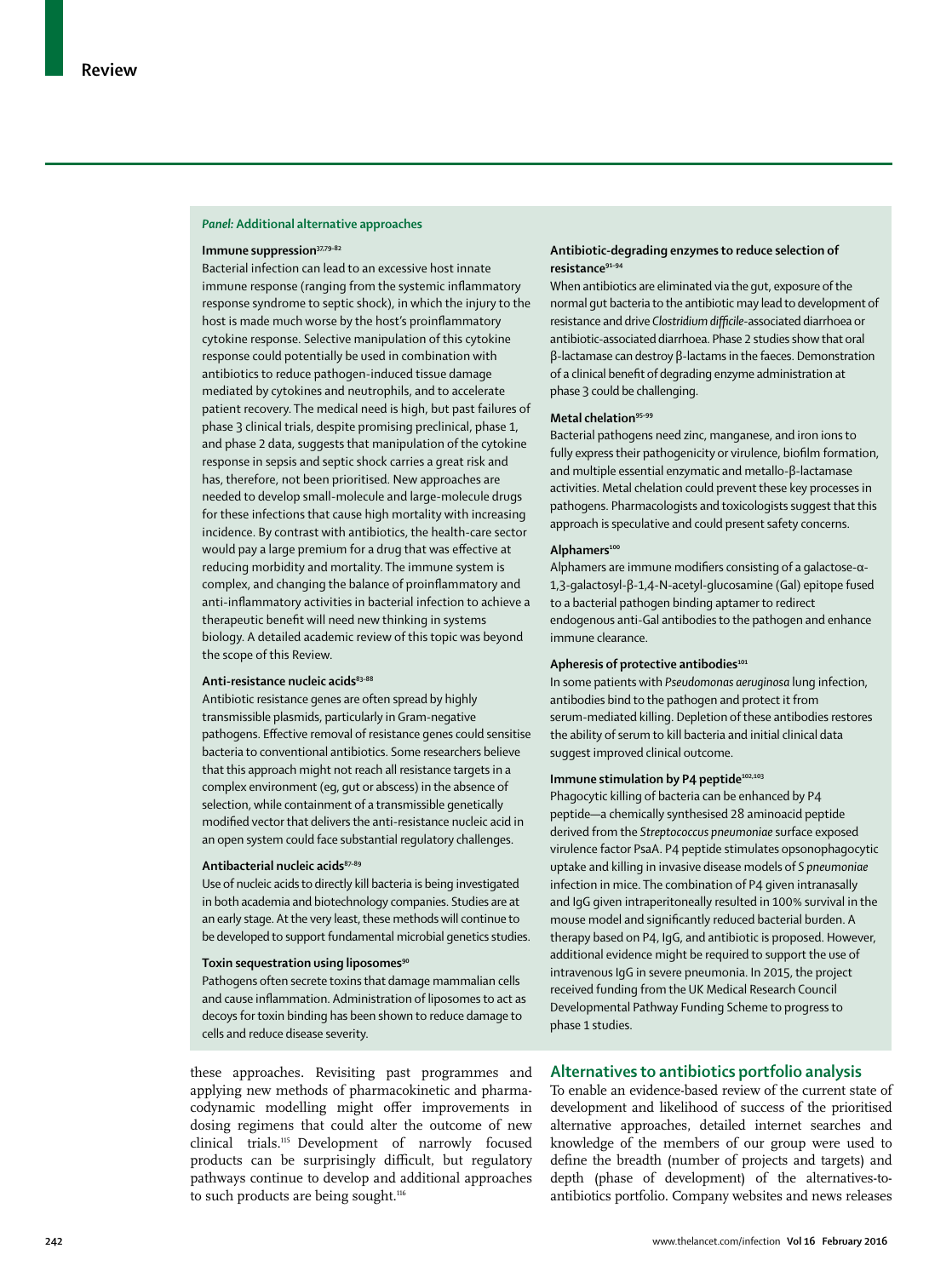## Panel: Additional alternative approaches

### Immune suppression[37,79–82]

Bacterial infection can lead to an excessive host innate immune response (ranging from the systemic inflammatory response syndrome to septic shock), in which the injury to the host is made much worse by the host's proinflammatory cytokine response. Selective manipulation of this cytokine response could potentially be used in combination with antibiotics to reduce pathogen-induced tissue damage mediated by cytokines and neutrophils, and to accelerate patient recovery. The medical need is high, but past failures of phase 3 clinical trials, despite promising preclinical, phase 1, and phase 2 data, suggests that manipulation of the cytokine response in sepsis and septic shock carries a great risk and has, therefore, not been prioritised. New approaches are needed to develop small-molecule and large-molecule drugs for these infections that cause high mortality with increasing incidence. By contrast with antibiotics, the health-care sector would pay a large premium for a drug that was effective at reducing morbidity and mortality. The immune system is complex, and changing the balance of proinflammatory and anti-inflammatory activities in bacterial infection to achieve a therapeutic benefit will need new thinking in systems biology. A detailed academic review of this topic was beyond the scope of this Review.

### Anti-resistance nucleic acids[83–88]

Antibiotic resistance genes are often spread by highly transmissible plasmids, particularly in Gram-negative pathogens. Effective removal of resistance genes could sensitise bacteria to conventional antibiotics. Some researchers believe that this approach might not reach all resistance targets in a complex environment (eg, gut or abscess) in the absence of selection, while containment of a transmissible genetically modified vector that delivers the anti-resistance nucleic acid in an open system could face substantial regulatory challenges.

### Antibacterial nucleic acids[87–89]

Use of nucleic acids to directly kill bacteria is being investigated in both academia and biotechnology companies. Studies are at an early stage. At the very least, these methods will continue to be developed to support fundamental microbial genetics studies.

### Toxin sequestration using liposomes[90]

Pathogens often secrete toxins that damage mammalian cells and cause inflammation. Administration of liposomes to act as decoys for toxin binding has been shown to reduce damage to cells and reduce disease severity.

### Antibiotic-degrading enzymes to reduce selection of resistance[91–94]

When antibiotics are eliminated via the gut, exposure of the normal gut bacteria to the antibiotic may lead to development of resistance and drive *Clostridium difficile*-associated diarrhoea or antibiotic-associated diarrhoea. Phase 2 studies show that oral β-lactamase can destroy β-lactams in the faeces. Demonstration of a clinical benefit of degrading enzyme administration at phase 3 could be challenging.

### Metal chelation[95–99]

Bacterial pathogens need zinc, manganese, and iron ions to fully express their pathogenicity or virulence, biofilm formation, and multiple essential enzymatic and metallo-β-lactamase activities. Metal chelation could prevent these key processes in pathogens. Pharmacologists and toxicologists suggest that this approach is speculative and could present safety concerns.

### Alphamers[100]

Alphamers are immune modifiers consisting of a galactose-α-1,3-galactosyl-β-1,4-N-acetyl-glucosamine (Gal) epitope fused to a bacterial pathogen binding aptamer to redirect endogenous anti-Gal antibodies to the pathogen and enhance immune clearance.

### Apheresis of protective antibodies[101]

In some patients with *Pseudomonas aeruginosa* lung infection, antibodies bind to the pathogen and protect it from serum-mediated killing. Depletion of these antibodies restores the ability of serum to kill bacteria and initial clinical data suggest improved clinical outcome.

### Immune stimulation by P4 peptide[102,103]

Phagocytic killing of bacteria can be enhanced by P4 peptide—a chemically synthesised 28 aminoacid peptide derived from the *Streptococcus pneumoniae* surface exposed virulence factor PsaA. P4 peptide stimulates opsonophagocytic uptake and killing in invasive disease models of *S pneumoniae* infection in mice. The combination of P4 given intranasally and IgG given intraperitoneally resulted in 100% survival in the mouse model and significantly reduced bacterial burden. A therapy based on P4, IgG, and antibiotic is proposed. However, additional evidence might be required to support the use of intravenous IgG in severe pneumonia. In 2015, the project received funding from the UK Medical Research Council Developmental Pathway Funding Scheme to progress to phase 1 studies.

these approaches. Revisiting past programmes and applying new methods of pharmacokinetic and pharmacodynamic modelling might offer improvements in dosing regimens that could alter the outcome of new clinical trials.[115] Development of narrowly focused products can be surprisingly difficult, but regulatory pathways continue to develop and additional approaches to such products are being sought.[116]

## Alternatives to antibiotics portfolio analysis

To enable an evidence-based review of the current state of development and likelihood of success of the prioritised alternative approaches, detailed internet searches and knowledge of the members of our group were used to define the breadth (number of projects and targets) and depth (phase of development) of the alternatives-to-antibiotics portfolio. Company websites and news releases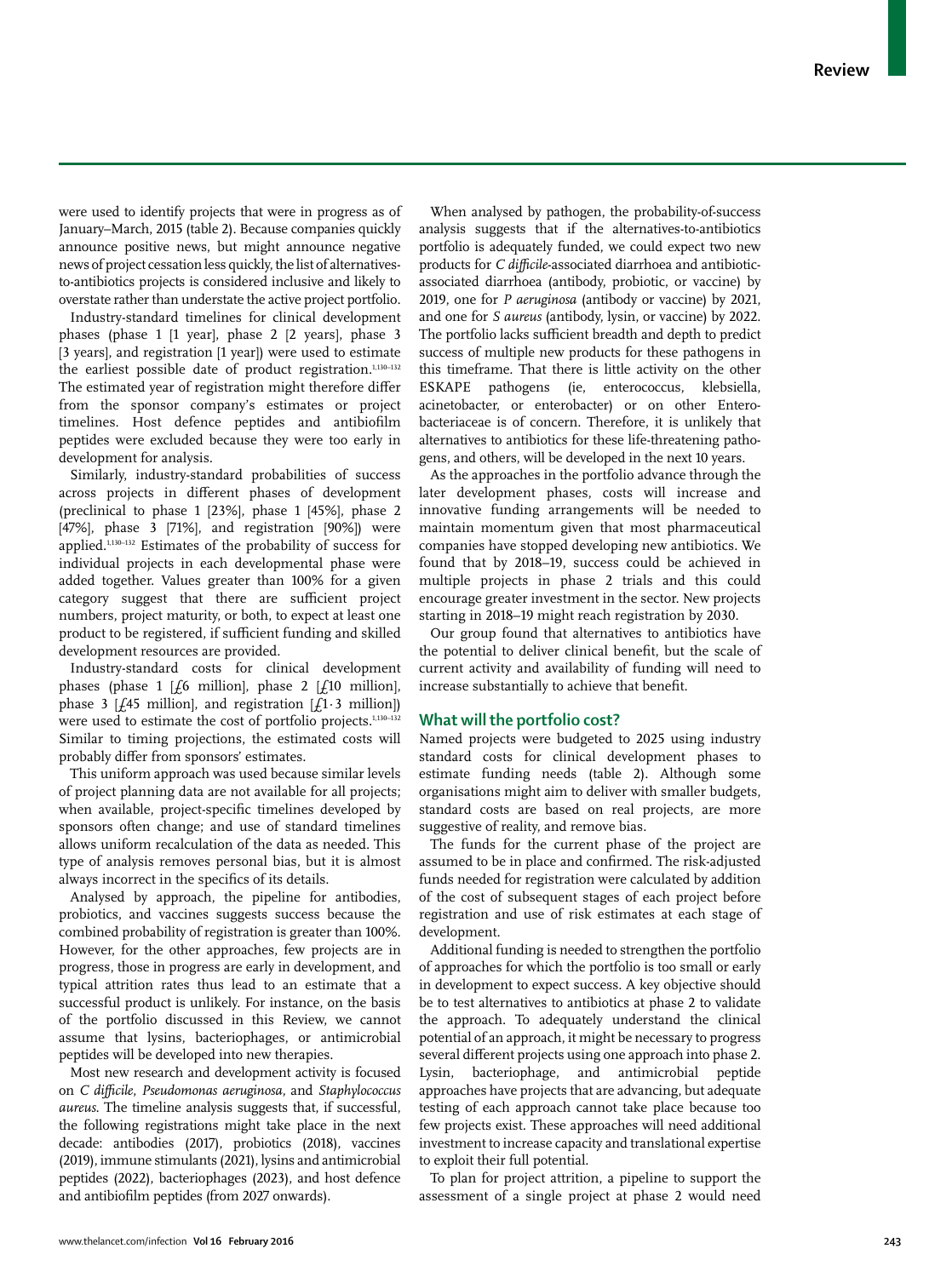were used to identify projects that were in progress as of January–March, 2015 (table 2). Because companies quickly announce positive news, but might announce negative news of project cessation less quickly, the list of alternatives-to-antibiotics projects is considered inclusive and likely to overstate rather than understate the active project portfolio.

Industry-standard timelines for clinical development phases (phase 1 [1 year], phase 2 [2 years], phase 3 [3 years], and registration [1 year]) were used to estimate the earliest possible date of product registration.[1,130–132] The estimated year of registration might therefore differ from the sponsor company's estimates or project timelines. Host defence peptides and antibiofilm peptides were excluded because they were too early in development for analysis.

Similarly, industry-standard probabilities of success across projects in different phases of development (preclinical to phase 1 [23%], phase 1 [45%], phase 2 [47%], phase 3 [71%], and registration [90%]) were applied.[1,130–132] Estimates of the probability of success for individual projects in each developmental phase were added together. Values greater than 100% for a given category suggest that there are sufficient project numbers, project maturity, or both, to expect at least one product to be registered, if sufficient funding and skilled development resources are provided.

Industry-standard costs for clinical development phases (phase 1 [£6 million], phase 2 [£10 million], phase 3 [£45 million], and registration [£1·3 million]) were used to estimate the cost of portfolio projects.[1,130–132] Similar to timing projections, the estimated costs will probably differ from sponsors' estimates.

This uniform approach was used because similar levels of project planning data are not available for all projects; when available, project-specific timelines developed by sponsors often change; and use of standard timelines allows uniform recalculation of the data as needed. This type of analysis removes personal bias, but it is almost always incorrect in the specifics of its details.

Analysed by approach, the pipeline for antibodies, probiotics, and vaccines suggests success because the combined probability of registration is greater than 100%. However, for the other approaches, few projects are in progress, those in progress are early in development, and typical attrition rates thus lead to an estimate that a successful product is unlikely. For instance, on the basis of the portfolio discussed in this Review, we cannot assume that lysins, bacteriophages, or antimicrobial peptides will be developed into new therapies.

Most new research and development activity is focused on *C difficile*, *Pseudomonas aeruginosa*, and *Staphylococcus aureus*. The timeline analysis suggests that, if successful, the following registrations might take place in the next decade: antibodies (2017), probiotics (2018), vaccines (2019), immune stimulants (2021), lysins and antimicrobial peptides (2022), bacteriophages (2023), and host defence and antibiofilm peptides (from 2027 onwards).

When analysed by pathogen, the probability-of-success analysis suggests that if the alternatives-to-antibiotics portfolio is adequately funded, we could expect two new products for *C difficile*-associated diarrhoea and antibiotic-associated diarrhoea (antibody, probiotic, or vaccine) by 2019, one for *P aeruginosa* (antibody or vaccine) by 2021, and one for *S aureus* (antibody, lysin, or vaccine) by 2022. The portfolio lacks sufficient breadth and depth to predict success of multiple new products for these pathogens in this timeframe. That there is little activity on the other ESKAPE pathogens (ie, enterococcus, klebsiella, acinetobacter, or enterobacter) or on other Enterobacteriaceae is of concern. Therefore, it is unlikely that alternatives to antibiotics for these life-threatening pathogens, and others, will be developed in the next 10 years.

As the approaches in the portfolio advance through the later development phases, costs will increase and innovative funding arrangements will be needed to maintain momentum given that most pharmaceutical companies have stopped developing new antibiotics. We found that by 2018–19, success could be achieved in multiple projects in phase 2 trials and this could encourage greater investment in the sector. New projects starting in 2018–19 might reach registration by 2030.

Our group found that alternatives to antibiotics have the potential to deliver clinical benefit, but the scale of current activity and availability of funding will need to increase substantially to achieve that benefit.

## What will the portfolio cost?

Named projects were budgeted to 2025 using industry standard costs for clinical development phases to estimate funding needs (table 2). Although some organisations might aim to deliver with smaller budgets, standard costs are based on real projects, are more suggestive of reality, and remove bias.

The funds for the current phase of the project are assumed to be in place and confirmed. The risk-adjusted funds needed for registration were calculated by addition of the cost of subsequent stages of each project before registration and use of risk estimates at each stage of development.

Additional funding is needed to strengthen the portfolio of approaches for which the portfolio is too small or early in development to expect success. A key objective should be to test alternatives to antibiotics at phase 2 to validate the approach. To adequately understand the clinical potential of an approach, it might be necessary to progress several different projects using one approach into phase 2. Lysin, bacteriophage, and antimicrobial peptide approaches have projects that are advancing, but adequate testing of each approach cannot take place because too few projects exist. These approaches will need additional investment to increase capacity and translational expertise to exploit their full potential.

To plan for project attrition, a pipeline to support the assessment of a single project at phase 2 would need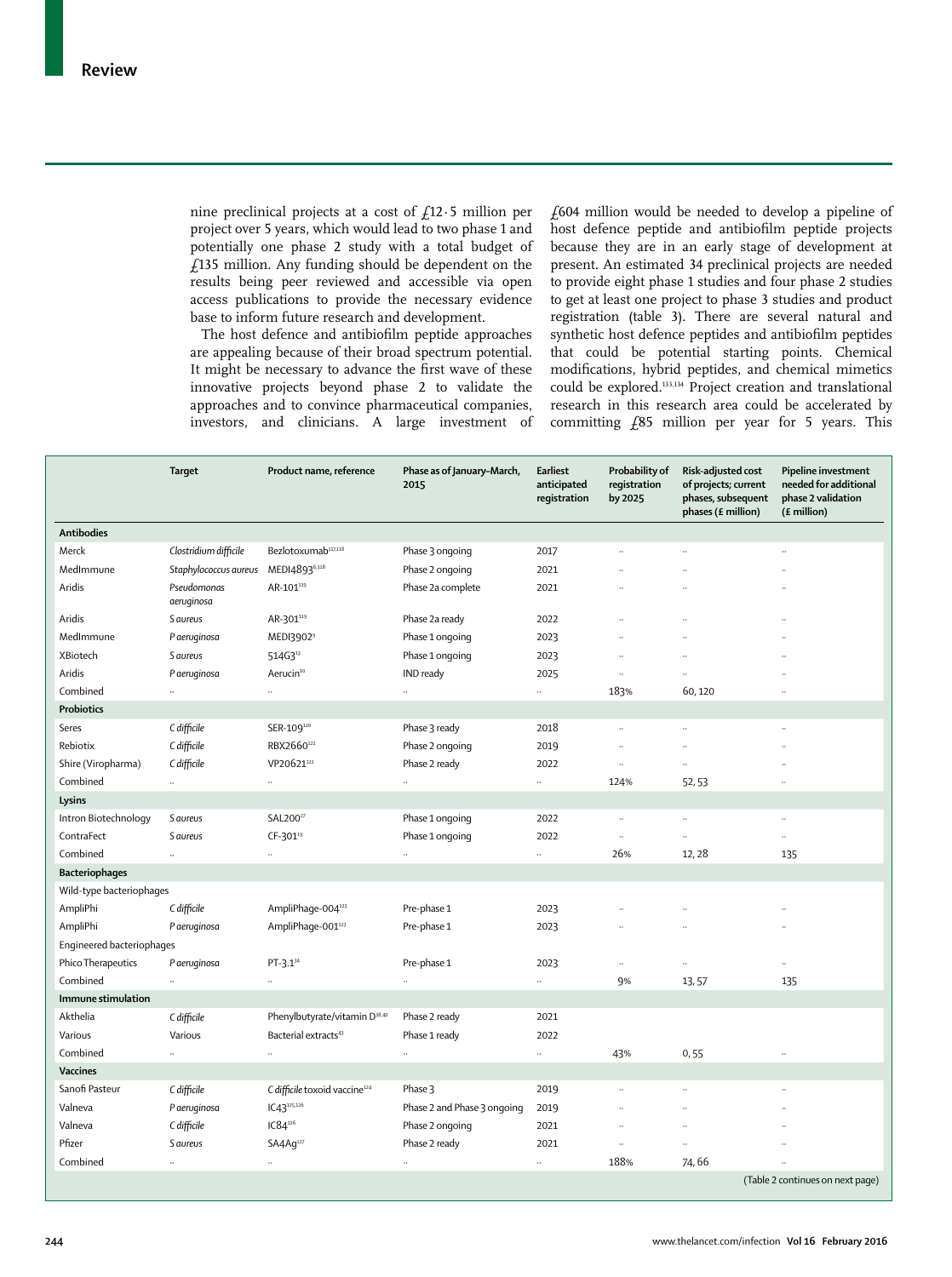nine preclinical projects at a cost of £12·5 million per project over 5 years, which would lead to two phase 1 and potentially one phase 2 study with a total budget of £135 million. Any funding should be dependent on the results being peer reviewed and accessible via open access publications to provide the necessary evidence base to inform future research and development.

The host defence and antibiofilm peptide approaches are appealing because of their broad spectrum potential. It might be necessary to advance the first wave of these innovative projects beyond phase 2 to validate the approaches and to convince pharmaceutical companies, investors, and clinicians. A large investment of £604 million would be needed to develop a pipeline of host defence peptide and antibiofilm peptide projects because they are in an early stage of development at present. An estimated 34 preclinical projects are needed to provide eight phase 1 studies and four phase 2 studies to get at least one project to phase 3 studies and product registration (table 3). There are several natural and synthetic host defence peptides and antibiofilm peptides that could be potential starting points. Chemical modifications, hybrid peptides, and chemical mimetics could be explored.[133,134] Project creation and translational research in this research area could be accelerated by committing £85 million per year for 5 years. This

| | Target | Product name, reference | Phase as of January–March, 2015 | Earliest anticipated registration | Probability of registration by 2025 | Risk-adjusted cost of projects; current phases, subsequent phases (£ million) | Pipeline investment needed for additional phase 2 validation (£ million) |
|---|---|---|---|---|---|---|---|
| **Antibodies** | | | | | | | |
| Merck | *Clostridium difficile* | Bezlotoxumab[117,118] | Phase 3 ongoing | 2017 | .. | .. | .. |
| MedImmune | *Staphylococcus aureus* | MEDI4893[6,118] | Phase 2 ongoing | 2021 | .. | .. | .. |
| Aridis | *Pseudomonas aeruginosa* | AR-101[119] | Phase 2a complete | 2021 | .. | .. | .. |
| Aridis | *S aureus* | AR-301[119] | Phase 2a ready | 2022 | .. | .. | .. |
| MedImmune | *P aeruginosa* | MEDI3902[9] | Phase 1 ongoing | 2023 | .. | .. | .. |
| XBiotech | *S aureus* | 514G3[13] | Phase 1 ongoing | 2023 | .. | .. | .. |
| Aridis | *P aeruginosa* | Aerucin[10] | IND ready | 2025 | .. | .. | .. |
| Combined | .. | .. | .. | .. | 183% | 60, 120 | .. |
| **Probiotics** | | | | | | | |
| Seres | *C difficile* | SER-109[120] | Phase 3 ready | 2018 | .. | .. | .. |
| Rebiotix | *C difficile* | RBX2660[121] | Phase 2 ongoing | 2019 | .. | .. | .. |
| Shire (Viropharma) | *C difficile* | VP20621[122] | Phase 2 ready | 2022 | .. | .. | .. |
| Combined | .. | .. | .. | .. | 124% | 52, 53 | .. |
| **Lysins** | | | | | | | |
| Intron Biotechnology | *S aureus* | SAL200[27] | Phase 1 ongoing | 2022 | .. | .. | .. |
| ContraFect | *S aureus* | CF-301[19] | Phase 1 ongoing | 2022 | .. | .. | .. |
| Combined | .. | .. | .. | .. | 26% | 12, 28 | 135 |
| **Bacteriophages** | | | | | | | |
| Wild-type bacteriophages | | | | | | | |
| AmpliPhi | *C difficile* | AmpliPhage-004[123] | Pre-phase 1 | 2023 | .. | .. | .. |
| AmpliPhi | *P aeruginosa* | AmpliPhage-001[123] | Pre-phase 1 | 2023 | .. | .. | .. |
| Engineered bacteriophages | | | | | | | |
| Phico Therapeutics | *P aeruginosa* | PT-3.1[34] | Pre-phase 1 | 2023 | .. | .. | .. |
| Combined | .. | .. | .. | .. | 9% | 13, 57 | 135 |
| **Immune stimulation** | | | | | | | |
| Akthelia | *C difficile* | Phenylbutyrate/vitamin D[38,40] | Phase 2 ready | 2021 | | | |
| Various | Various | Bacterial extracts[43] | Phase 1 ready | 2022 | | | |
| Combined | .. | .. | .. | .. | 43% | 0, 55 | .. |
| **Vaccines** | | | | | | | |
| Sanofi Pasteur | *C difficile* | *C difficile* toxoid vaccine[124] | Phase 3 | 2019 | .. | .. | .. |
| Valneva | *P aeruginosa* | IC43[125,126] | Phase 2 and Phase 3 ongoing | 2019 | .. | .. | .. |
| Valneva | *C difficile* | IC84[126] | Phase 2 ongoing | 2021 | .. | .. | .. |
| Pfizer | *S aureus* | SA4Ag[127] | Phase 2 ready | 2021 | .. | .. | .. |
| Combined | .. | .. | .. | .. | 188% | 74, 66 | .. |

(Table 2 continues on next page)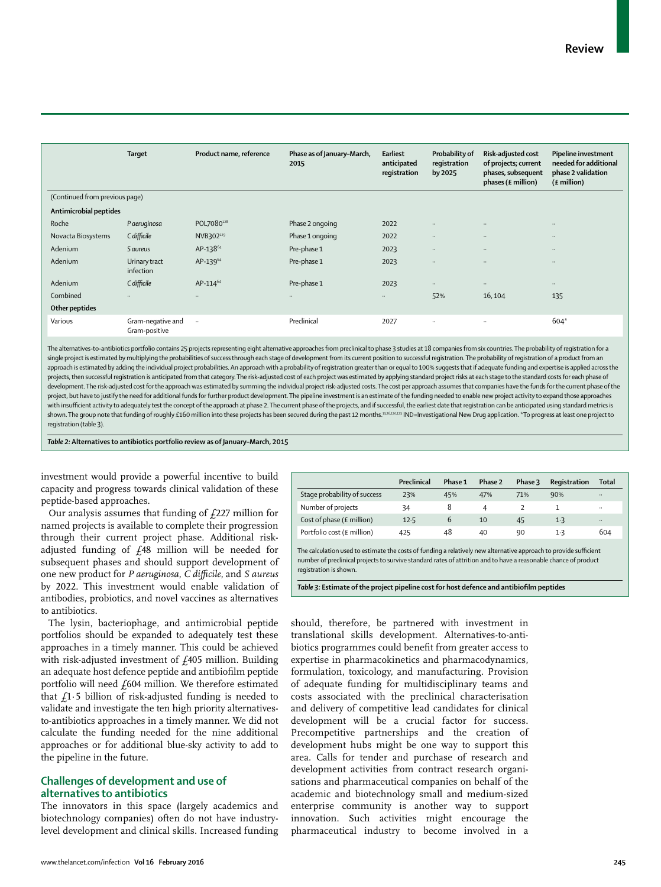|  | Target | Product name, reference | Phase as of January–March, 2015 | Earliest anticipated registration | Probability of registration by 2025 | Risk-adjusted cost of projects; current phases, subsequent phases (£ million) | Pipeline investment needed for additional phase 2 validation (£ million) |
|---|---|---|---|---|---|---|---|
| (Continued from previous page) |  |  |  |  |  |  |  |
| **Antimicrobial peptides** |  |  |  |  |  |  |  |
| Roche | *P aeruginosa* | POL7080[128] | Phase 2 ongoing | 2022 | .. | .. | .. |
| Novacta Biosystems | *C difficile* | NVB302[129] | Phase 1 ongoing | 2022 | .. | .. | .. |
| Adenium | *S aureus* | AP-138[64] | Pre-phase 1 | 2023 | .. | .. | .. |
| Adenium | Urinary tract infection | AP-139[64] | Pre-phase 1 | 2023 | .. | .. | .. |
| Adenium | *C difficile* | AP-114[64] | Pre-phase 1 | 2023 | .. | .. | .. |
| Combined | .. | .. | .. | .. | 52% | 16, 104 | 135 |
| **Other peptides** |  |  |  |  |  |  |  |
| Various | Gram-negative and Gram-positive | .. | Preclinical | 2027 | .. | .. | 604* |

The alternatives-to-antibiotics portfolio contains 25 projects representing eight alternative approaches from preclinical to phase 3 studies at 18 companies from six countries. The probability of registration for a single project is estimated by multiplying the probabilities of success through each stage of development from its current position to successful registration. The probability of registration of a product from an approach is estimated by adding the individual project probabilities. An approach with a probability of registration greater than or equal to 100% suggests that if adequate funding and expertise is applied across the projects, then successful registration is anticipated from that category. The risk-adjusted cost of each project was estimated by applying standard project risks at each stage to the standard costs for each phase of development. The risk-adjusted cost for the approach was estimated by summing the individual project risk-adjusted costs. The cost per approach assumes that companies have the funds for the current phase of the project, but have to justify the need for additional funds for further product development. The pipeline investment is an estimate of the funding needed to enable new project activity to expand those approaches with insufficient activity to adequately test the concept of the approach at phase 2. The current phase of the projects, and if successful, the earliest date that registration can be anticipated using standard metrics is shown. The group note that funding of roughly £160 million into these projects has been secured during the past 12 months.[13,26,120,123] IND=Investigational New Drug application. *To progress at least one project to registration (table 3).

*Table 2:* **Alternatives to antibiotics portfolio review as of January–March, 2015**

investment would provide a powerful incentive to build capacity and progress towards clinical validation of these peptide-based approaches.

Our analysis assumes that funding of £227 million for named projects is available to complete their progression through their current project phase. Additional risk-adjusted funding of £48 million will be needed for subsequent phases and should support development of one new product for *P aeruginosa*, *C difficile*, and *S aureus* by 2022. This investment would enable validation of antibodies, probiotics, and novel vaccines as alternatives to antibiotics.

The lysin, bacteriophage, and antimicrobial peptide portfolios should be expanded to adequately test these approaches in a timely manner. This could be achieved with risk-adjusted investment of £405 million. Building an adequate host defence peptide and antibiofilm peptide portfolio will need £604 million. We therefore estimated that £1·5 billion of risk-adjusted funding is needed to validate and investigate the ten high priority alternatives-to-antibiotics approaches in a timely manner. We did not calculate the funding needed for the nine additional approaches or for additional blue-sky activity to add to the pipeline in the future.

|  | Preclinical | Phase 1 | Phase 2 | Phase 3 | Registration | Total |
|---|---|---|---|---|---|---|
| Stage probability of success | 23% | 45% | 47% | 71% | 90% | .. |
| Number of projects | 34 | 8 | 4 | 2 | 1 | .. |
| Cost of phase (£ million) | 12·5 | 6 | 10 | 45 | 1·3 | .. |
| Portfolio cost (£ million) | 425 | 48 | 40 | 90 | 1·3 | 604 |

The calculation used to estimate the costs of funding a relatively new alternative approach to provide sufficient number of preclinical projects to survive standard rates of attrition and to have a reasonable chance of product registration is shown.

*Table 3:* **Estimate of the project pipeline cost for host defence and antibiofilm peptides**

## Challenges of development and use of alternatives to antibiotics

The innovators in this space (largely academics and biotechnology companies) often do not have industry-level development and clinical skills. Increased funding should, therefore, be partnered with investment in translational skills development. Alternatives-to-antibiotics programmes could benefit from greater access to expertise in pharmacokinetics and pharmacodynamics, formulation, toxicology, and manufacturing. Provision of adequate funding for multidisciplinary teams and costs associated with the preclinical characterisation and delivery of competitive lead candidates for clinical development will be a crucial factor for success. Precompetitive partnerships and the creation of development hubs might be one way to support this area. Calls for tender and purchase of research and development activities from contract research organisations and pharmaceutical companies on behalf of the academic and biotechnology small and medium-sized enterprise community is another way to support innovation. Such activities might encourage the pharmaceutical industry to become involved in a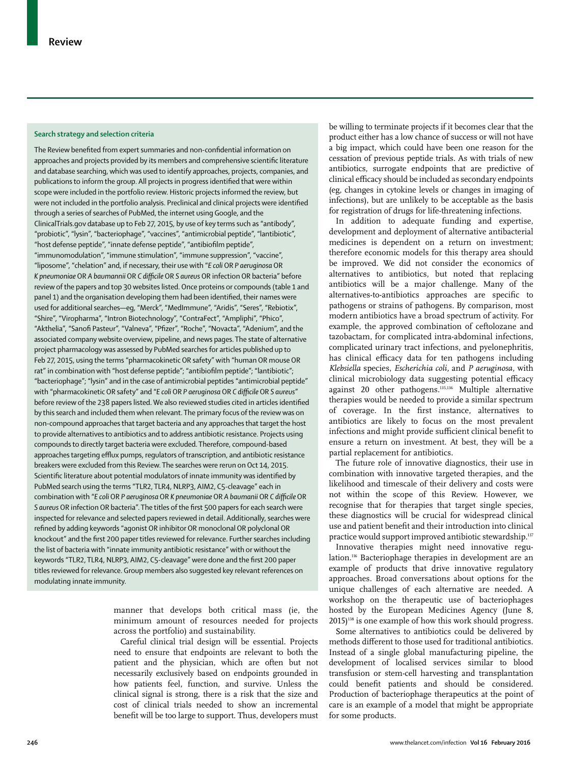### Search strategy and selection criteria

The Review benefited from expert summaries and non-confidential information on approaches and projects provided by its members and comprehensive scientific literature and database searching, which was used to identify approaches, projects, companies, and publications to inform the group. All projects in progress identified that were within scope were included in the portfolio review. Historic projects informed the review, but were not included in the portfolio analysis. Preclinical and clinical projects were identified through a series of searches of PubMed, the internet using Google, and the ClinicalTrials.gov database up to Feb 27, 2015, by use of key terms such as "antibody", "probiotic", "lysin", "bacteriophage", "vaccines", "antimicrobial peptide", "lantibiotic", "host defense peptide", "innate defense peptide", "antibiofilm peptide", "immunomodulation", "immune stimulation", "immune suppression", "vaccine", "liposome", "chelation" and, if necessary, their use with "*E coli* OR *P aeruginosa* OR *K pneumoniae* OR *A baumannii* OR *C difficile* OR *S aureus* OR infection OR bacteria" before review of the papers and top 30 websites listed. Once proteins or compounds (table 1 and panel 1) and the organisation developing them had been identified, their names were used for additional searches—eg, "Merck", "MedImmune", "Aridis", "Seres", "Rebiotix", "Shire", "Viropharma", "Intron Biotechnology", "ContraFect", "Ampliphi", "Phico", "Akthelia", "Sanofi Pasteur", "Valneva", "Pfizer", "Roche", "Novacta", "Adenium", and the associated company website overview, pipeline, and news pages. The state of alternative project pharmacology was assessed by PubMed searches for articles published up to Feb 27, 2015, using the terms "pharmacokinetic OR safety" with "human OR mouse OR rat" in combination with "host defense peptide"; "antibiofilm peptide"; "lantibiotic"; "bacteriophage"; "lysin" and in the case of antimicrobial peptides "antimicrobial peptide" with "pharmacokinetic OR safety" and "*E coli* OR *P aeruginosa* OR *C difficile* OR *S aureus*" before review of the 238 papers listed. We also reviewed studies cited in articles identified by this search and included them when relevant. The primary focus of the review was on non-compound approaches that target bacteria and any approaches that target the host to provide alternatives to antibiotics and to address antibiotic resistance. Projects using compounds to directly target bacteria were excluded. Therefore, compound-based approaches targeting efflux pumps, regulators of transcription, and antibiotic resistance breakers were excluded from this Review. The searches were rerun on Oct 14, 2015. Scientific literature about potential modulators of innate immunity was identified by PubMed search using the terms "TLR2, TLR4, NLRP3, AIM2, C5-cleavage" each in combination with "*E coli* OR *P aeruginosa* OR *K pneumoniae* OR *A baumannii* OR *C difficile* OR *S aureus* OR infection OR bacteria". The titles of the first 500 papers for each search were inspected for relevance and selected papers reviewed in detail. Additionally, searches were refined by adding keywords "agonist OR inhibitor OR monoclonal OR polyclonal OR knockout" and the first 200 paper titles reviewed for relevance. Further searches including the list of bacteria with "innate immunity antibiotic resistance" with or without the keywords "TLR2, TLR4, NLRP3, AIM2, C5-cleavage" were done and the first 200 paper titles reviewed for relevance. Group members also suggested key relevant references on modulating innate immunity.

manner that develops both critical mass (ie, the minimum amount of resources needed for projects across the portfolio) and sustainability.

Careful clinical trial design will be essential. Projects need to ensure that endpoints are relevant to both the patient and the physician, which are often but not necessarily exclusively based on endpoints grounded in how patients feel, function, and survive. Unless the clinical signal is strong, there is a risk that the size and cost of clinical trials needed to show an incremental benefit will be too large to support. Thus, developers must be willing to terminate projects if it becomes clear that the product either has a low chance of success or will not have a big impact, which could have been one reason for the cessation of previous peptide trials. As with trials of new antibiotics, surrogate endpoints that are predictive of clinical efficacy should be included as secondary endpoints (eg, changes in cytokine levels or changes in imaging of infections), but are unlikely to be acceptable as the basis for registration of drugs for life-threatening infections.

In addition to adequate funding and expertise, development and deployment of alternative antibacterial medicines is dependent on a return on investment; therefore economic models for this therapy area should be improved. We did not consider the economics of alternatives to antibiotics, but noted that replacing antibiotics will be a major challenge. Many of the alternatives-to-antibiotics approaches are specific to pathogens or strains of pathogens. By comparison, most modern antibiotics have a broad spectrum of activity. For example, the approved combination of ceftolozane and tazobactam, for complicated intra-abdominal infections, complicated urinary tract infections, and pyelonephritis, has clinical efficacy data for ten pathogens including *Klebsiella* species, *Escherichia coli*, and *P aeruginosa*, with clinical microbiology data suggesting potential efficacy against 20 other pathogens.[135,136] Multiple alternative therapies would be needed to provide a similar spectrum of coverage. In the first instance, alternatives to antibiotics are likely to focus on the most prevalent infections and might provide sufficient clinical benefit to ensure a return on investment. At best, they will be a partial replacement for antibiotics.

The future role of innovative diagnostics, their use in combination with innovative targeted therapies, and the likelihood and timescale of their delivery and costs were not within the scope of this Review. However, we recognise that for therapies that target single species, these diagnostics will be crucial for widespread clinical use and patient benefit and their introduction into clinical practice would support improved antibiotic stewardship.[137]

Innovative therapies might need innovative regulation.[116] Bacteriophage therapies in development are an example of products that drive innovative regulatory approaches. Broad conversations about options for the unique challenges of each alternative are needed. A workshop on the therapeutic use of bacteriophages hosted by the European Medicines Agency (June 8, 2015)[138] is one example of how this work should progress.

Some alternatives to antibiotics could be delivered by methods different to those used for traditional antibiotics. Instead of a single global manufacturing pipeline, the development of localised services similar to blood transfusion or stem-cell harvesting and transplantation could benefit patients and should be considered. Production of bacteriophage therapeutics at the point of care is an example of a model that might be appropriate for some products.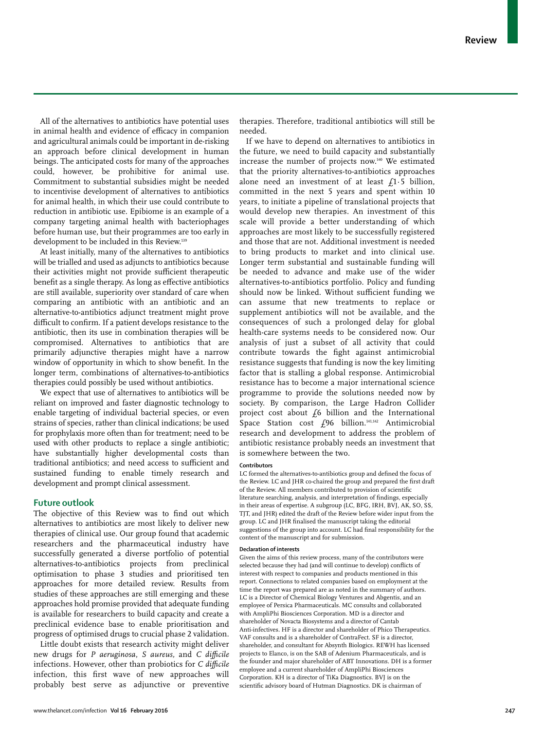All of the alternatives to antibiotics have potential uses in animal health and evidence of efficacy in companion and agricultural animals could be important in de-risking an approach before clinical development in human beings. The anticipated costs for many of the approaches could, however, be prohibitive for animal use. Commitment to substantial subsidies might be needed to incentivise development of alternatives to antibiotics for animal health, in which their use could contribute to reduction in antibiotic use. Epibiome is an example of a company targeting animal health with bacteriophages before human use, but their programmes are too early in development to be included in this Review.[139]

At least initially, many of the alternatives to antibiotics will be trialled and used as adjuncts to antibiotics because their activities might not provide sufficient therapeutic benefit as a single therapy. As long as effective antibiotics are still available, superiority over standard of care when comparing an antibiotic with an antibiotic and an alternative-to-antibiotics adjunct treatment might prove difficult to confirm. If a patient develops resistance to the antibiotic, then its use in combination therapies will be compromised. Alternatives to antibiotics that are primarily adjunctive therapies might have a narrow window of opportunity in which to show benefit. In the longer term, combinations of alternatives-to-antibiotics therapies could possibly be used without antibiotics.

We expect that use of alternatives to antibiotics will be reliant on improved and faster diagnostic technology to enable targeting of individual bacterial species, or even strains of species, rather than clinical indications; be used for prophylaxis more often than for treatment; need to be used with other products to replace a single antibiotic; have substantially higher developmental costs than traditional antibiotics; and need access to sufficient and sustained funding to enable timely research and development and prompt clinical assessment.

## Future outlook

The objective of this Review was to find out which alternatives to antibiotics are most likely to deliver new therapies of clinical use. Our group found that academic researchers and the pharmaceutical industry have successfully generated a diverse portfolio of potential alternatives-to-antibiotics projects from preclinical optimisation to phase 3 studies and prioritised ten approaches for more detailed review. Results from studies of these approaches are still emerging and these approaches hold promise provided that adequate funding is available for researchers to build capacity and create a preclinical evidence base to enable prioritisation and progress of optimised drugs to crucial phase 2 validation.

Little doubt exists that research activity might deliver new drugs for *P aeruginosa*, *S aureus*, and *C difficile* infections. However, other than probiotics for *C difficile* infection, this first wave of new approaches will probably best serve as adjunctive or preventive therapies. Therefore, traditional antibiotics will still be needed.

If we have to depend on alternatives to antibiotics in the future, we need to build capacity and substantially increase the number of projects now.[140] We estimated that the priority alternatives-to-antibiotics approaches alone need an investment of at least £1·5 billion, committed in the next 5 years and spent within 10 years, to initiate a pipeline of translational projects that would develop new therapies. An investment of this scale will provide a better understanding of which approaches are most likely to be successfully registered and those that are not. Additional investment is needed to bring products to market and into clinical use. Longer term substantial and sustainable funding will be needed to advance and make use of the wider alternatives-to-antibiotics portfolio. Policy and funding should now be linked. Without sufficient funding we can assume that new treatments to replace or supplement antibiotics will not be available, and the consequences of such a prolonged delay for global health-care systems needs to be considered now. Our analysis of just a subset of all activity that could contribute towards the fight against antimicrobial resistance suggests that funding is now the key limiting factor that is stalling a global response. Antimicrobial resistance has to become a major international science programme to provide the solutions needed now by society. By comparison, the Large Hadron Collider project cost about £6 billion and the International Space Station cost £96 billion.[141,142] Antimicrobial research and development to address the problem of antibiotic resistance probably needs an investment that is somewhere between the two.

#### Contributors

LC formed the alternatives-to-antibiotics group and defined the focus of the Review. LC and JHR co-chaired the group and prepared the first draft of the Review. All members contributed to provision of scientific literature searching, analysis, and interpretation of findings, especially in their areas of expertise. A subgroup (LC, BFG, IRH, BVJ, AK, SO, SS, TJT, and JHR) edited the draft of the Review before wider input from the group. LC and JHR finalised the manuscript taking the editorial suggestions of the group into account. LC had final responsibility for the content of the manuscript and for submission.

#### Declaration of interests

Given the aims of this review process, many of the contributors were selected because they had (and will continue to develop) conflicts of interest with respect to companies and products mentioned in this report. Connections to related companies based on employment at the time the report was prepared are as noted in the summary of authors. LC is a Director of Chemical Biology Ventures and Abgentis, and an employee of Persica Pharmaceuticals. MC consults and collaborated with AmpliPhi Biosciences Corporation. MD is a director and shareholder of Novacta Biosystems and a director of Cantab Anti-infectives. HF is a director and shareholder of Phico Therapeutics. VAF consults and is a shareholder of ContraFect. SF is a director, shareholder, and consultant for Absynth Biologics. REWH has licensed projects to Elanco, is on the SAB of Adenium Pharmaceuticals, and is the founder and major shareholder of ABT Innovations. DH is a former employee and a current shareholder of AmpliPhi Biosciences Corporation. KH is a director of TiKa Diagnostics. BVJ is on the scientific advisory board of Hutman Diagnostics. DK is chairman of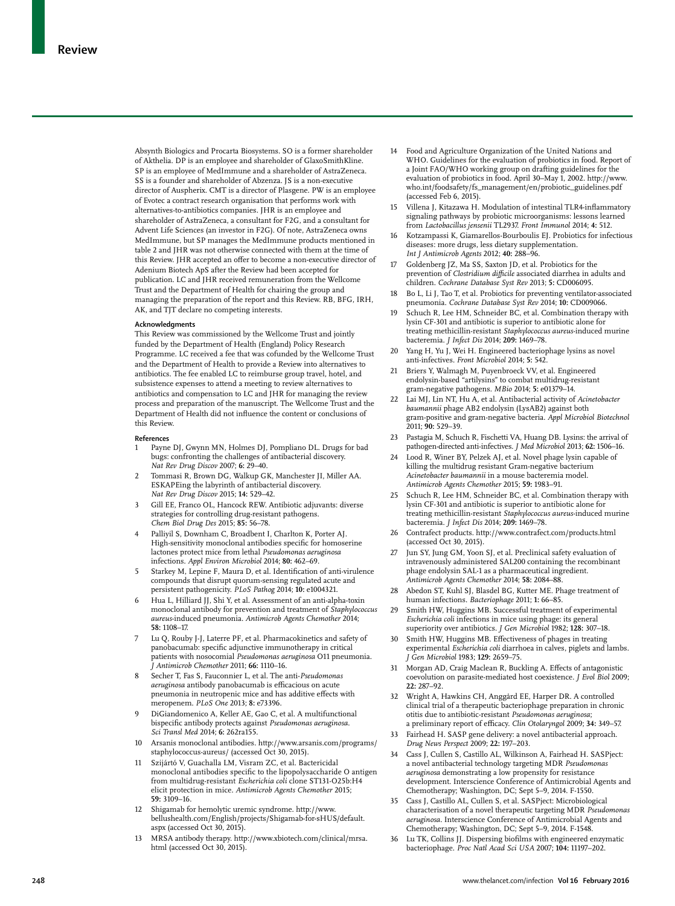Absynth Biologics and Procarta Biosystems. SO is a former shareholder of Akthelia. DP is an employee and shareholder of GlaxoSmithKline. SP is an employee of MedImmune and a shareholder of AstraZeneca. SS is a founder and shareholder of Abzenza. JS is a non-executive director of Auspherix. CMT is a director of Plasgene. PW is an employee of Evotec a contract research organisation that performs work with alternatives-to-antibiotics companies. JHR is an employee and shareholder of AstraZeneca, a consultant for F2G, and a consultant for Advent Life Sciences (an investor in F2G). Of note, AstraZeneca owns MedImmune, but SP manages the MedImmune products mentioned in table 2 and JHR was not otherwise connected with them at the time of this Review. JHR accepted an offer to become a non-executive director of Adenium Biotech ApS after the Review had been accepted for publication. LC and JHR received remuneration from the Wellcome Trust and the Department of Health for chairing the group and managing the preparation of the report and this Review. RB, BFG, IRH, AK, and TJT declare no competing interests.

#### Acknowledgments

This Review was commissioned by the Wellcome Trust and jointly funded by the Department of Health (England) Policy Research Programme. LC received a fee that was cofunded by the Wellcome Trust and the Department of Health to provide a Review into alternatives to antibiotics. The fee enabled LC to reimburse group travel, hotel, and subsistence expenses to attend a meeting to review alternatives to antibiotics and compensation to LC and JHR for managing the review process and preparation of the manuscript. The Wellcome Trust and the Department of Health did not influence the content or conclusions of this Review.

#### References

1. Payne DJ, Gwynn MN, Holmes DJ, Pompliano DL. Drugs for bad bugs: confronting the challenges of antibacterial discovery. *Nat Rev Drug Discov* 2007; **6:** 29–40.
2. Tommasi R, Brown DG, Walkup GK, Manchester JI, Miller AA. ESKAPEing the labyrinth of antibacterial discovery. *Nat Rev Drug Discov* 2015; **14:** 529–42.
3. Gill EE, Franco OL, Hancock REW. Antibiotic adjuvants: diverse strategies for controlling drug-resistant pathogens. *Chem Biol Drug Des* 2015; **85:** 56–78.
4. Palliyil S, Downham C, Broadbent I, Charlton K, Porter AJ. High-sensitivity monoclonal antibodies specific for homoserine lactones protect mice from lethal *Pseudomonas aeruginosa* infections. *Appl Environ Microbiol* 2014; **80:** 462–69.
5. Starkey M, Lepine F, Maura D, et al. Identification of anti-virulence compounds that disrupt quorum-sensing regulated acute and persistent pathogenicity. *PLoS Pathog* 2014; **10:** e1004321.
6. Hua L, Hilliard JJ, Shi Y, et al. Assessment of an anti-alpha-toxin monoclonal antibody for prevention and treatment of *Staphylococcus aureus*-induced pneumonia. *Antimicrob Agents Chemother* 2014; **58:** 1108–17.
7. Lu Q, Rouby J-J, Laterre PF, et al. Pharmacokinetics and safety of panobacumab: specific adjunctive immunotherapy in critical patients with nosocomial *Pseudomonas aeruginosa* O11 pneumonia. *J Antimicrob Chemother* 2011; **66:** 1110–16.
8. Secher T, Fas S, Fauconnier L, et al. The anti-*Pseudomonas aeruginosa* antibody panobacumab is efficacious on acute pneumonia in neutropenic mice and has additive effects with meropenem. *PLoS One* 2013; **8:** e73396.
9. DiGiandomenico A, Keller AE, Gao C, et al. A multifunctional bispecific antibody protects against *Pseudomonas aeruginosa*. *Sci Transl Med* 2014; **6:** 262ra155.
10. Arsanis monoclonal antibodies. http://www.arsanis.com/programs/staphylococcus-aureus/ (accessed Oct 30, 2015).
11. Szijártó V, Guachalla LM, Visram ZC, et al. Bactericidal monoclonal antibodies specific to the lipopolysaccharide O antigen from multidrug-resistant *Escherichia coli* clone ST131-O25b:H4 elicit protection in mice. *Antimicrob Agents Chemother* 2015; **59:** 3109–16.
12. Shigamab for hemolytic uremic syndrome. http://www.bellushealth.com/English/projects/Shigamab-for-sHUS/default.aspx (accessed Oct 30, 2015).
13. MRSA antibody therapy. http://www.xbiotech.com/clinical/mrsa.html (accessed Oct 30, 2015).
14. Food and Agriculture Organization of the United Nations and WHO. Guidelines for the evaluation of probiotics in food. Report of a Joint FAO/WHO working group on drafting guidelines for the evaluation of probiotics in food. April 30–May 1, 2002. http://www.who.int/foodsafety/fs_management/en/probiotic_guidelines.pdf (accessed Feb 6, 2015).
15. Villena J, Kitazawa H. Modulation of intestinal TLR4-inflammatory signaling pathways by probiotic microorganisms: lessons learned from *Lactobacillus jensenii* TL2937. *Front Immunol* 2014; **4:** 512.
16. Kotzampassi K, Giamarellos-Bourboulis EJ. Probiotics for infectious diseases: more drugs, less dietary supplementation. *Int J Antimicrob Agents* 2012; **40:** 288–96.
17. Goldenberg JZ, Ma SS, Saxton JD, et al. Probiotics for the prevention of *Clostridium difficile* associated diarrhea in adults and children. *Cochrane Database Syst Rev* 2013; **5:** CD006095.
18. Bo L, Li J, Tao T, et al. Probiotics for preventing ventilator-associated pneumonia. *Cochrane Database Syst Rev* 2014; **10:** CD009066.
19. Schuch R, Lee HM, Schneider BC, et al. Combination therapy with lysin CF-301 and antibiotic is superior to antibiotic alone for treating methicillin-resistant *Staphylococcus aureus*-induced murine bacteremia. *J Infect Dis* 2014; **209:** 1469–78.
20. Yang H, Yu J, Wei H. Engineered bacteriophage lysins as novel anti-infectives. *Front Microbiol* 2014; **5:** 542.
21. Briers Y, Walmagh M, Puyenbroeck VV, et al. Engineered endolysin-based "artilysins" to combat multidrug-resistant gram-negative pathogens. *MBio* 2014; **5:** e01379–14.
22. Lai MJ, Lin NT, Hu A, et al. Antibacterial activity of *Acinetobacter baumannii* phage AB2 endolysin (LysAB2) against both gram-positive and gram-negative bacteria. *Appl Microbiol Biotechnol* 2011; **90:** 529–39.
23. Pastagia M, Schuch R, Fischetti VA, Huang DB. Lysins: the arrival of pathogen-directed anti-infectives. *J Med Microbiol* 2013; **62:** 1506–16.
24. Lood R, Winer BY, Pelzek AJ, et al. Novel phage lysin capable of killing the multidrug resistant Gram-negative bacterium *Acinetobacter baumannii* in a mouse bacteremia model. *Antimicrob Agents Chemother* 2015; **59:** 1983–91.
25. Schuch R, Lee HM, Schneider BC, et al. Combination therapy with lysin CF-301 and antibiotic is superior to antibiotic alone for treating methicillin-resistant *Staphylococcus aureus*-induced murine bacteremia. *J Infect Dis* 2014; **209:** 1469–78.
26. Contrafect products. http://www.contrafect.com/products.html (accessed Oct 30, 2015).
27. Jun SY, Jung GM, Yoon SJ, et al. Preclinical safety evaluation of intravenously administered SAL200 containing the recombinant phage endolysin SAL-1 as a pharmaceutical ingredient. *Antimicrob Agents Chemother* 2014; **58:** 2084–88.
28. Abedon ST, Kuhl SJ, Blasdel BG, Kutter ME. Phage treatment of human infections. *Bacteriophage* 2011; **1:** 66–85.
29. Smith HW, Huggins MB. Successful treatment of experimental *Escherichia coli* infections in mice using phage: its general superiority over antibiotics. *J Gen Microbiol* 1982; **128:** 307–18.
30. Smith HW, Huggins MB. Effectiveness of phages in treating experimental *Escherichia coli* diarrhoea in calves, piglets and lambs. *J Gen Microbiol* 1983; **129:** 2659–75.
31. Morgan AD, Craig Maclean R, Buckling A. Effects of antagonistic coevolution on parasite-mediated host coexistence. *J Evol Biol* 2009; **22:** 287–92.
32. Wright A, Hawkins CH, Anggård EE, Harper DR. A controlled clinical trial of a therapeutic bacteriophage preparation in chronic otitis due to antibiotic-resistant *Pseudomonas aeruginosa*; a preliminary report of efficacy. *Clin Otolaryngol* 2009; **34:** 349–57.
33. Fairhead H. SASP gene delivery: a novel antibacterial approach. *Drug News Perspect* 2009; **22:** 197–203.
34. Cass J, Cullen S, Castillo AL, Wilkinson A, Fairhead H. SASPject: a novel antibacterial technology targeting MDR *Pseudomonas aeruginosa* demonstrating a low propensity for resistance development. Interscience Conference of Antimicrobial Agents and Chemotherapy; Washington, DC; Sept 5–9, 2014. F-1550.
35. Cass J, Castillo AL, Cullen S, et al. SASPject: Microbiological characterisation of a novel therapeutic targeting MDR *Pseudomonas aeruginosa*. Interscience Conference of Antimicrobial Agents and Chemotherapy; Washington, DC; Sept 5–9, 2014. F-1548.
36. Lu TK, Collins JJ. Dispersing biofilms with engineered enzymatic bacteriophage. *Proc Natl Acad Sci USA* 2007; **104:** 11197–202.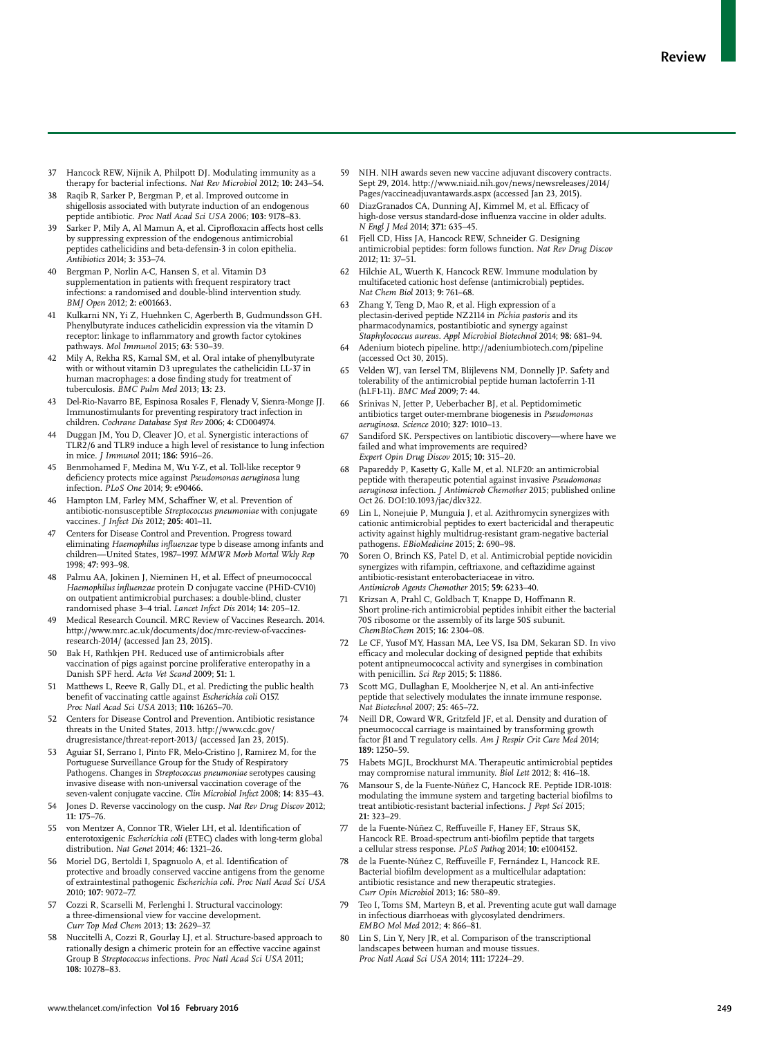37 Hancock REW, Nijnik A, Philpott DJ. Modulating immunity as a therapy for bacterial infections. *Nat Rev Microbiol* 2012; **10:** 243–54.

38 Raqib R, Sarker P, Bergman P, et al. Improved outcome in shigellosis associated with butyrate induction of an endogenous peptide antibiotic. *Proc Natl Acad Sci USA* 2006; **103:** 9178–83.

39 Sarker P, Mily A, Al Mamun A, et al. Ciprofloxacin affects host cells by suppressing expression of the endogenous antimicrobial peptides cathelicidins and beta-defensin-3 in colon epithelia. *Antibiotics* 2014; **3:** 353–74.

40 Bergman P, Norlin A-C, Hansen S, et al. Vitamin D3 supplementation in patients with frequent respiratory tract infections: a randomised and double-blind intervention study. *BMJ Open* 2012; **2:** e001663.

41 Kulkarni NN, Yi Z, Huehnken C, Agerberth B, Gudmundsson GH. Phenylbutyrate induces cathelicidin expression via the vitamin D receptor: linkage to inflammatory and growth factor cytokines pathways. *Mol Immunol* 2015; **63:** 530–39.

42 Mily A, Rekha RS, Kamal SM, et al. Oral intake of phenylbutyrate with or without vitamin D3 upregulates the cathelicidin LL-37 in human macrophages: a dose finding study for treatment of tuberculosis. *BMC Pulm Med* 2013; **13:** 23.

43 Del-Rio-Navarro BE, Espinosa Rosales F, Flenady V, Sienra-Monge JJ. Immunostimulants for preventing respiratory tract infection in children. *Cochrane Database Syst Rev* 2006; **4:** CD004974.

44 Duggan JM, You D, Cleaver JO, et al. Synergistic interactions of TLR2/6 and TLR9 induce a high level of resistance to lung infection in mice. *J Immunol* 2011; **186:** 5916–26.

45 Benmohamed F, Medina M, Wu Y-Z, et al. Toll-like receptor 9 deficiency protects mice against *Pseudomonas aeruginosa* lung infection. *PLoS One* 2014; **9:** e90466.

46 Hampton LM, Farley MM, Schaffner W, et al. Prevention of antibiotic-nonsusceptible *Streptococcus pneumoniae* with conjugate vaccines. *J Infect Dis* 2012; **205:** 401–11.

47 Centers for Disease Control and Prevention. Progress toward eliminating *Haemophilus influenzae* type b disease among infants and children—United States, 1987–1997. *MMWR Morb Mortal Wkly Rep* 1998; **47:** 993–98.

48 Palmu AA, Jokinen J, Nieminen H, et al. Effect of pneumococcal *Haemophilus influenzae* protein D conjugate vaccine (PHiD-CV10) on outpatient antimicrobial purchases: a double-blind, cluster randomised phase 3–4 trial. *Lancet Infect Dis* 2014; **14:** 205–12.

49 Medical Research Council. MRC Review of Vaccines Research. 2014. http://www.mrc.ac.uk/documents/doc/mrc-review-of-vaccines-research-2014/ (accessed Jan 23, 2015).

50 Bak H, Rathkjen PH. Reduced use of antimicrobials after vaccination of pigs against porcine proliferative enteropathy in a Danish SPF herd. *Acta Vet Scand* 2009; **51:** 1.

51 Matthews L, Reeve R, Gally DL, et al. Predicting the public health benefit of vaccinating cattle against *Escherichia coli* O157. *Proc Natl Acad Sci USA* 2013; **110:** 16265–70.

52 Centers for Disease Control and Prevention. Antibiotic resistance threats in the United States, 2013. http://www.cdc.gov/drugresistance/threat-report-2013/ (accessed Jan 23, 2015).

53 Aguiar SI, Serrano I, Pinto FR, Melo-Cristino J, Ramirez M, for the Portuguese Surveillance Group for the Study of Respiratory Pathogens. Changes in *Streptococcus pneumoniae* serotypes causing invasive disease with non-universal vaccination coverage of the seven-valent conjugate vaccine. *Clin Microbiol Infect* 2008; **14:** 835–43.

54 Jones D. Reverse vaccinology on the cusp. *Nat Rev Drug Discov* 2012; **11:** 175–76.

55 von Mentzer A, Connor TR, Wieler LH, et al. Identification of enterotoxigenic *Escherichia coli* (ETEC) clades with long-term global distribution. *Nat Genet* 2014; **46:** 1321–26.

56 Moriel DG, Bertoldi I, Spagnuolo A, et al. Identification of protective and broadly conserved vaccine antigens from the genome of extraintestinal pathogenic *Escherichia coli*. *Proc Natl Acad Sci USA* 2010; **107:** 9072–77.

57 Cozzi R, Scarselli M, Ferlenghi I. Structural vaccinology: a three-dimensional view for vaccine development. *Curr Top Med Chem* 2013; **13:** 2629–37.

58 Nuccitelli A, Cozzi R, Gourlay LJ, et al. Structure-based approach to rationally design a chimeric protein for an effective vaccine against Group B *Streptococcus* infections. *Proc Natl Acad Sci USA* 2011; **108:** 10278–83.

59 NIH. NIH awards seven new vaccine adjuvant discovery contracts. Sept 29, 2014. http://www.niaid.nih.gov/news/newsreleases/2014/Pages/vaccineadjuvantawards.aspx (accessed Jan 23, 2015).

60 DiazGranados CA, Dunning AJ, Kimmel M, et al. Efficacy of high-dose versus standard-dose influenza vaccine in older adults. *N Engl J Med* 2014; **371:** 635–45.

61 Fjell CD, Hiss JA, Hancock REW, Schneider G. Designing antimicrobial peptides: form follows function. *Nat Rev Drug Discov* 2012; **11:** 37–51.

62 Hilchie AL, Wuerth K, Hancock REW. Immune modulation by multifaceted cationic host defense (antimicrobial) peptides. *Nat Chem Biol* 2013; **9:** 761–68.

63 Zhang Y, Teng D, Mao R, et al. High expression of a plectasin-derived peptide NZ2114 in *Pichia pastoris* and its pharmacodynamics, postantibiotic and synergy against *Staphylococcus aureus*. *Appl Microbiol Biotechnol* 2014; **98:** 681–94.

64 Adenium biotech pipeline. http://adeniumbiotech.com/pipeline (accessed Oct 30, 2015).

65 Velden WJ, van Iersel TM, Blijlevens NM, Donnelly JP. Safety and tolerability of the antimicrobial peptide human lactoferrin 1-11 (hLF1-11). *BMC Med* 2009; **7:** 44.

66 Srinivas N, Jetter P, Ueberbacher BJ, et al. Peptidomimetic antibiotics target outer-membrane biogenesis in *Pseudomonas aeruginosa*. *Science* 2010; **327:** 1010–13.

67 Sandiford SK. Perspectives on lantibiotic discovery—where have we failed and what improvements are required? *Expert Opin Drug Discov* 2015; **10:** 315–20.

68 Papareddy P, Kasetty G, Kalle M, et al. NLF20: an antimicrobial peptide with therapeutic potential against invasive *Pseudomonas aeruginosa* infection. *J Antimicrob Chemother* 2015; published online Oct 26. DOI:10.1093/jac/dkv322.

69 Lin L, Nonejuie P, Munguia J, et al. Azithromycin synergizes with cationic antimicrobial peptides to exert bactericidal and therapeutic activity against highly multidrug-resistant gram-negative bacterial pathogens. *EBioMedicine* 2015; **2:** 690–98.

70 Soren O, Brinch KS, Patel D, et al. Antimicrobial peptide novicidin synergizes with rifampin, ceftriaxone, and ceftazidime against antibiotic-resistant enterobacteriaceae in vitro. *Antimicrob Agents Chemother* 2015; **59:** 6233–40.

71 Krizsan A, Prahl C, Goldbach T, Knappe D, Hoffmann R. Short proline-rich antimicrobial peptides inhibit either the bacterial 70S ribosome or the assembly of its large 50S subunit. *ChemBioChem* 2015; **16:** 2304–08.

72 Le CF, Yusof MY, Hassan MA, Lee VS, Isa DM, Sekaran SD. In vivo efficacy and molecular docking of designed peptide that exhibits potent antipneumococcal activity and synergises in combination with penicillin. *Sci Rep* 2015; **5:** 11886.

73 Scott MG, Dullaghan E, Mookherjee N, et al. An anti-infective peptide that selectively modulates the innate immune response. *Nat Biotechnol* 2007; **25:** 465–72.

74 Neill DR, Coward WR, Gritzfeld JF, et al. Density and duration of pneumococcal carriage is maintained by transforming growth factor β1 and T regulatory cells. *Am J Respir Crit Care Med* 2014; **189:** 1250–59.

75 Habets MGJL, Brockhurst MA. Therapeutic antimicrobial peptides may compromise natural immunity. *Biol Lett* 2012; **8:** 416–18.

76 Mansour S, de la Fuente-Núñez C, Hancock RE. Peptide IDR-1018: modulating the immune system and targeting bacterial biofilms to treat antibiotic-resistant bacterial infections. *J Pept Sci* 2015; **21:** 323–29.

77 de la Fuente-Núñez C, Reffuveille F, Haney EF, Straus SK, Hancock RE. Broad-spectrum anti-biofilm peptide that targets a cellular stress response. *PLoS Pathog* 2014; **10:** e1004152.

78 de la Fuente-Núñez C, Reffuveille F, Fernández L, Hancock RE. Bacterial biofilm development as a multicellular adaptation: antibiotic resistance and new therapeutic strategies. *Curr Opin Microbiol* 2013; **16:** 580–89.

79 Teo I, Toms SM, Marteyn B, et al. Preventing acute gut wall damage in infectious diarrhoeas with glycosylated dendrimers. *EMBO Mol Med* 2012; **4:** 866–81.

80 Lin S, Lin Y, Nery JR, et al. Comparison of the transcriptional landscapes between human and mouse tissues. *Proc Natl Acad Sci USA* 2014; **111:** 17224–29.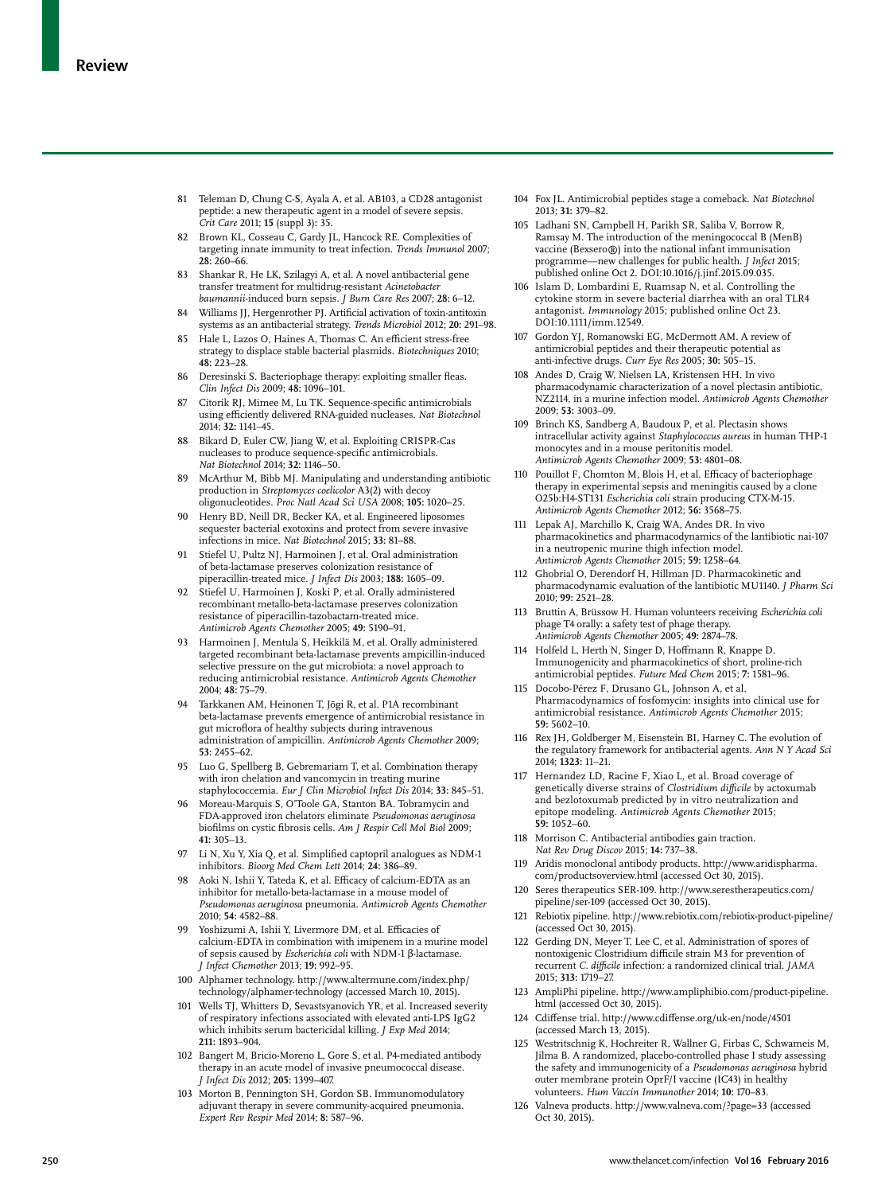81 Teleman D, Chung C-S, Ayala A, et al. AB103, a CD28 antagonist peptide: a new therapeutic agent in a model of severe sepsis. *Crit Care* 2011; **15** (suppl 3)**:** 35.

82 Brown KL, Cosseau C, Gardy JL, Hancock RE. Complexities of targeting innate immunity to treat infection. *Trends Immunol* 2007; **28:** 260–66.

83 Shankar R, He LK, Szilagyi A, et al. A novel antibacterial gene transfer treatment for multidrug-resistant *Acinetobacter baumannii*-induced burn sepsis. *J Burn Care Res* 2007; **28:** 6–12.

84 Williams JJ, Hergenrother PJ. Artificial activation of toxin-antitoxin systems as an antibacterial strategy. *Trends Microbiol* 2012; **20:** 291–98.

85 Hale L, Lazos O, Haines A, Thomas C. An efficient stress-free strategy to displace stable bacterial plasmids. *Biotechniques* 2010; **48:** 223–28.

86 Deresinski S. Bacteriophage therapy: exploiting smaller fleas. *Clin Infect Dis* 2009; **48:** 1096–101.

87 Citorik RJ, Mimee M, Lu TK. Sequence-specific antimicrobials using efficiently delivered RNA-guided nucleases. *Nat Biotechnol* 2014; **32:** 1141–45.

88 Bikard D, Euler CW, Jiang W, et al. Exploiting CRISPR-Cas nucleases to produce sequence-specific antimicrobials. *Nat Biotechnol* 2014; **32:** 1146–50.

89 McArthur M, Bibb MJ. Manipulating and understanding antibiotic production in *Streptomyces coelicolor* A3(2) with decoy oligonucleotides. *Proc Natl Acad Sci USA* 2008; **105:** 1020–25.

90 Henry BD, Neill DR, Becker KA, et al. Engineered liposomes sequester bacterial exotoxins and protect from severe invasive infections in mice. *Nat Biotechnol* 2015; **33:** 81–88.

91 Stiefel U, Pultz NJ, Harmoinen J, et al. Oral administration of beta-lactamase preserves colonization resistance of piperacillin-treated mice. *J Infect Dis* 2003; **188:** 1605–09.

92 Stiefel U, Harmoinen J, Koski P, et al. Orally administered recombinant metallo-beta-lactamase preserves colonization resistance of piperacillin-tazobactam-treated mice. *Antimicrob Agents Chemother* 2005; **49:** 5190–91.

93 Harmoinen J, Mentula S, Heikkilä M, et al. Orally administered targeted recombinant beta-lactamase prevents ampicillin-induced selective pressure on the gut microbiota: a novel approach to reducing antimicrobial resistance. *Antimicrob Agents Chemother* 2004; **48:** 75–79.

94 Tarkkanen AM, Heinonen T, Jõgi R, et al. P1A recombinant beta-lactamase prevents emergence of antimicrobial resistance in gut microflora of healthy subjects during intravenous administration of ampicillin. *Antimicrob Agents Chemother* 2009; **53:** 2455–62.

95 Luo G, Spellberg B, Gebremariam T, et al. Combination therapy with iron chelation and vancomycin in treating murine staphylococcemia. *Eur J Clin Microbiol Infect Dis* 2014; **33:** 845–51.

96 Moreau-Marquis S, O'Toole GA, Stanton BA. Tobramycin and FDA-approved iron chelators eliminate *Pseudomonas aeruginosa* biofilms on cystic fibrosis cells. *Am J Respir Cell Mol Biol* 2009; **41:** 305–13.

97 Li N, Xu Y, Xia Q, et al. Simplified captopril analogues as NDM-1 inhibitors. *Bioorg Med Chem Lett* 2014; **24:** 386–89.

98 Aoki N, Ishii Y, Tateda K, et al. Efficacy of calcium-EDTA as an inhibitor for metallo-beta-lactamase in a mouse model of *Pseudomonas aeruginosa* pneumonia. *Antimicrob Agents Chemother* 2010; **54:** 4582–88.

99 Yoshizumi A, Ishii Y, Livermore DM, et al. Efficacies of calcium-EDTA in combination with imipenem in a murine model of sepsis caused by *Escherichia coli* with NDM-1 β-lactamase. *J Infect Chemother* 2013; **19:** 992–95.

100 Alphamer technology. http://www.altermune.com/index.php/technology/alphamer-technology (accessed March 10, 2015).

101 Wells TJ, Whitters D, Sevastsyanovich YR, et al. Increased severity of respiratory infections associated with elevated anti-LPS IgG2 which inhibits serum bactericidal killing. *J Exp Med* 2014; **211:** 1893–904.

102 Bangert M, Bricio-Moreno L, Gore S, et al. P4-mediated antibody therapy in an acute model of invasive pneumococcal disease. *J Infect Dis* 2012; **205:** 1399–407.

103 Morton B, Pennington SH, Gordon SB. Immunomodulatory adjuvant therapy in severe community-acquired pneumonia. *Expert Rev Respir Med* 2014; **8:** 587–96.

104 Fox JL. Antimicrobial peptides stage a comeback. *Nat Biotechnol* 2013; **31:** 379–82.

105 Ladhani SN, Campbell H, Parikh SR, Saliba V, Borrow R, Ramsay M. The introduction of the meningococcal B (MenB) vaccine (Bexsero®) into the national infant immunisation programme—new challenges for public health. *J Infect* 2015; published online Oct 2. DOI:10.1016/j.jinf.2015.09.035.

106 Islam D, Lombardini E, Ruamsap N, et al. Controlling the cytokine storm in severe bacterial diarrhea with an oral TLR4 antagonist. *Immunology* 2015; published online Oct 23. DOI:10.1111/imm.12549.

107 Gordon YJ, Romanowski EG, McDermott AM. A review of antimicrobial peptides and their therapeutic potential as anti-infective drugs. *Curr Eye Res* 2005; **30:** 505–15.

108 Andes D, Craig W, Nielsen LA, Kristensen HH. In vivo pharmacodynamic characterization of a novel plectasin antibiotic, NZ2114, in a murine infection model. *Antimicrob Agents Chemother* 2009; **53:** 3003–09.

109 Brinch KS, Sandberg A, Baudoux P, et al. Plectasin shows intracellular activity against *Staphylococcus aureus* in human THP-1 monocytes and in a mouse peritonitis model. *Antimicrob Agents Chemother* 2009; **53:** 4801–08.

110 Pouillot F, Chomton M, Blois H, et al. Efficacy of bacteriophage therapy in experimental sepsis and meningitis caused by a clone O25b:H4-ST131 *Escherichia coli* strain producing CTX-M-15. *Antimicrob Agents Chemother* 2012; **56:** 3568–75.

111 Lepak AJ, Marchillo K, Craig WA, Andes DR. In vivo pharmacokinetics and pharmacodynamics of the lantibiotic nai-107 in a neutropenic murine thigh infection model. *Antimicrob Agents Chemother* 2015; **59:** 1258–64.

112 Ghobrial O, Derendorf H, Hillman JD. Pharmacokinetic and pharmacodynamic evaluation of the lantibiotic MU1140. *J Pharm Sci* 2010; **99:** 2521–28.

113 Bruttin A, Brüssow H. Human volunteers receiving *Escherichia coli* phage T4 orally: a safety test of phage therapy. *Antimicrob Agents Chemother* 2005; **49:** 2874–78.

114 Holfeld L, Herth N, Singer D, Hoffmann R, Knappe D. Immunogenicity and pharmacokinetics of short, proline-rich antimicrobial peptides. *Future Med Chem* 2015; **7:** 1581–96.

115 Docobo-Pérez F, Drusano GL, Johnson A, et al. Pharmacodynamics of fosfomycin: insights into clinical use for antimicrobial resistance. *Antimicrob Agents Chemother* 2015; **59:** 5602–10.

116 Rex JH, Goldberger M, Eisenstein BI, Harney C. The evolution of the regulatory framework for antibacterial agents. *Ann N Y Acad Sci* 2014; **1323:** 11–21.

117 Hernandez LD, Racine F, Xiao L, et al. Broad coverage of genetically diverse strains of *Clostridium difficile* by actoxumab and bezlotoxumab predicted by in vitro neutralization and epitope modeling. *Antimicrob Agents Chemother* 2015; **59:** 1052–60.

118 Morrison C. Antibacterial antibodies gain traction. *Nat Rev Drug Discov* 2015; **14:** 737–38.

119 Aridis monoclonal antibody products. http://www.aridispharma.com/productsoverview.html (accessed Oct 30, 2015).

120 Seres therapeutics SER-109. http://www.serestherapeutics.com/pipeline/ser-109 (accessed Oct 30, 2015).

121 Rebiotix pipeline. http://www.rebiotix.com/rebiotix-product-pipeline/ (accessed Oct 30, 2015).

122 Gerding DN, Meyer T, Lee C, et al. Administration of spores of nontoxigenic Clostridium difficile strain M3 for prevention of recurrent *C. difficile* infection: a randomized clinical trial. *JAMA* 2015; **313:** 1719–27.

123 AmpliPhi pipeline. http://www.ampliphibio.com/product-pipeline.html (accessed Oct 30, 2015).

124 Cdiffense trial. http://www.cdiffense.org/uk-en/node/4501 (accessed March 13, 2015).

125 Westritschnig K, Hochreiter R, Wallner G, Firbas C, Schwameis M, Jilma B. A randomized, placebo-controlled phase I study assessing the safety and immunogenicity of a *Pseudomonas aeruginosa* hybrid outer membrane protein OprF/I vaccine (IC43) in healthy volunteers. *Hum Vaccin Immunother* 2014; **10:** 170–83.

126 Valneva products. http://www.valneva.com/?page=33 (accessed Oct 30, 2015).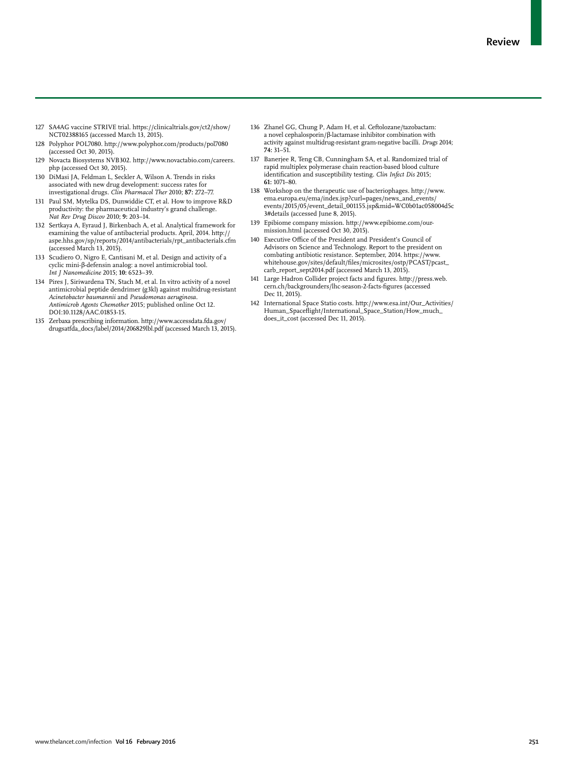127 SA4AG vaccine STRIVE trial. https://clinicaltrials.gov/ct2/show/NCT02388165 (accessed March 13, 2015).

128 Polyphor POL7080. http://www.polyphor.com/products/pol7080 (accessed Oct 30, 2015).

129 Novacta Biosystems NVB302. http://www.novactabio.com/careers.php (accessed Oct 30, 2015).

130 DiMasi JA, Feldman L, Seckler A, Wilson A. Trends in risks associated with new drug development: success rates for investigational drugs. *Clin Pharmacol Ther* 2010; **87:** 272–77.

131 Paul SM, Mytelka DS, Dunwiddie CT, et al. How to improve R&D productivity: the pharmaceutical industry's grand challenge. *Nat Rev Drug Discov* 2010; **9:** 203–14.

132 Sertkaya A, Eyraud J, Birkenbach A, et al. Analytical framework for examining the value of antibacterial products. April, 2014. http://aspe.hhs.gov/sp/reports/2014/antibacterials/rpt_antibacterials.cfm (accessed March 13, 2015).

133 Scudiero O, Nigro E, Cantisani M, et al. Design and activity of a cyclic mini-β-defensin analog: a novel antimicrobial tool. *Int J Nanomedicine* 2015; **10:** 6523–39.

134 Pires J, Siriwardena TN, Stach M, et al. In vitro activity of a novel antimicrobial peptide dendrimer (g3kl) against multidrug-resistant *Acinetobacter baumannii* and *Pseudomonas aeruginosa*. *Antimicrob Agents Chemother* 2015; published online Oct 12. DOI:10.1128/AAC.01853-15.

135 Zerbaxa prescribing information. http://www.accessdata.fda.gov/drugsatfda_docs/label/2014/206829lbl.pdf (accessed March 13, 2015).

136 Zhanel GG, Chung P, Adam H, et al. Ceftolozane/tazobactam: a novel cephalosporin/β-lactamase inhibitor combination with activity against multidrug-resistant gram-negative bacilli. *Drugs* 2014; **74:** 31–51.

137 Banerjee R, Teng CB, Cunningham SA, et al. Randomized trial of rapid multiplex polymerase chain reaction-based blood culture identification and susceptibility testing. *Clin Infect Dis* 2015; **61:** 1071–80.

138 Workshop on the therapeutic use of bacteriophages. http://www.ema.europa.eu/ema/index.jsp?curl=pages/news_and_events/events/2015/05/event_detail_001155.jsp&mid=WC0b01ac058004d5c3#details (accessed June 8, 2015).

139 Epibiome company mission. http://www.epibiome.com/our-mission.html (accessed Oct 30, 2015).

140 Executive Office of the President and President's Council of Advisors on Science and Technology. Report to the president on combating antibiotic resistance. September, 2014. https://www.whitehouse.gov/sites/default/files/microsites/ostp/PCAST/pcast_carb_report_sept2014.pdf (accessed March 13, 2015).

141 Large Hadron Collider project facts and figures. http://press.web.cern.ch/backgrounders/lhc-season-2-facts-figures (accessed Dec 11, 2015).

142 International Space Statio costs. http://www.esa.int/Our_Activities/Human_Spaceflight/International_Space_Station/How_much_does_it_cost (accessed Dec 11, 2015).